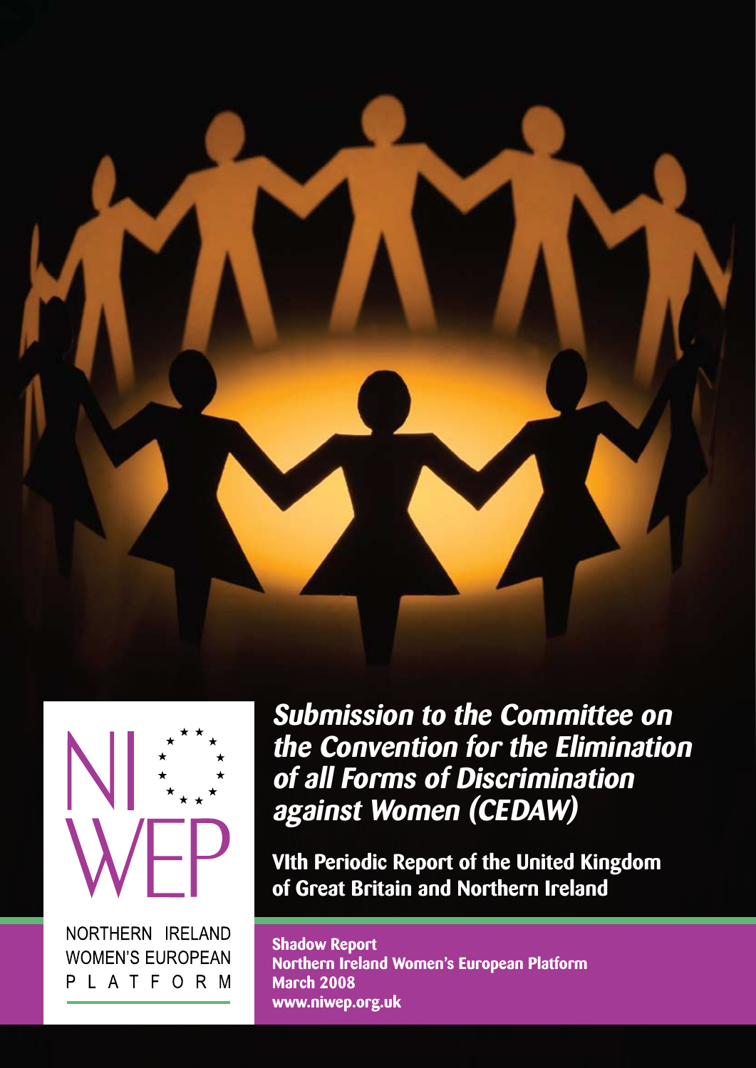NI WEP

NORTHERN IRELAND WOMEN'S EUROPEAN PLATFORM

# *Submission to the Committee on the Convention for the Elimination of all Forms of Discrimination against Women (CEDAW)*

## VIth Periodic Report of the United Kingdom of Great Britain and Northern Ireland

**Shadow Report**
**Northern Ireland Women's European Platform**
**March 2008**
**www.niwep.org.uk**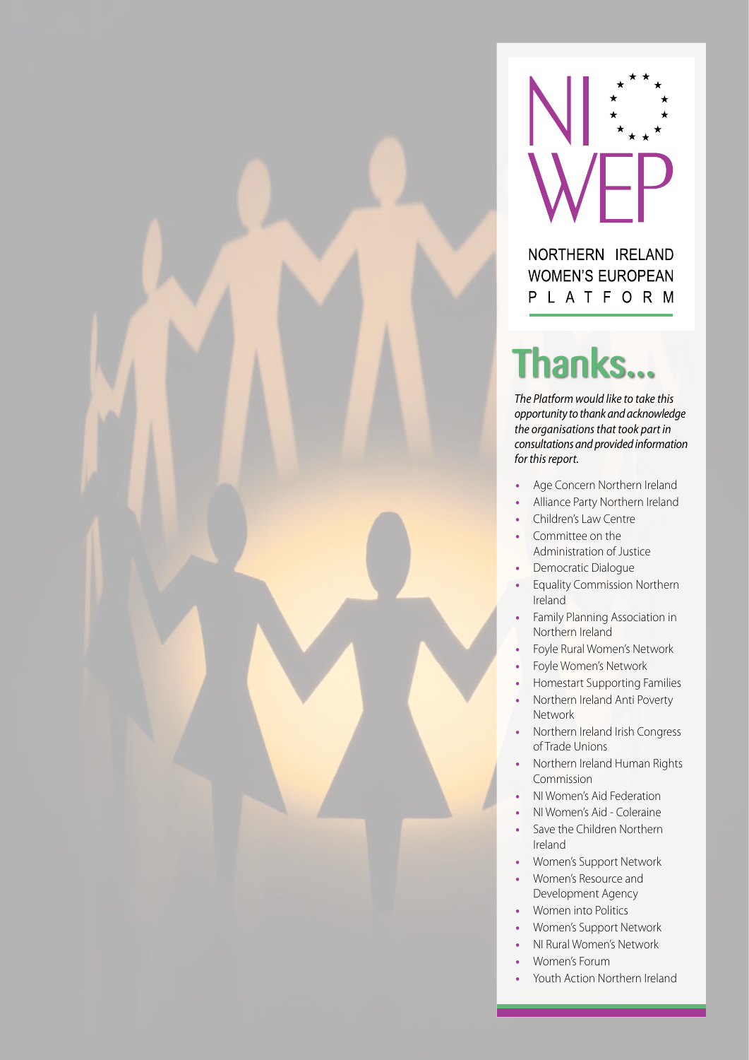NORTHERN IRELAND WOMEN'S EUROPEAN PLATFORM

# Thanks...

*The Platform would like to take this opportunity to thank and acknowledge the organisations that took part in consultations and provided information for this report.*

- Age Concern Northern Ireland
- Alliance Party Northern Ireland
- Children's Law Centre
- Committee on the Administration of Justice
- Democratic Dialogue
- Equality Commission Northern Ireland
- Family Planning Association in Northern Ireland
- Foyle Rural Women's Network
- Foyle Women's Network
- Homestart Supporting Families
- Northern Ireland Anti Poverty Network
- Northern Ireland Irish Congress of Trade Unions
- Northern Ireland Human Rights Commission
- NI Women's Aid Federation
- NI Women's Aid - Coleraine
- Save the Children Northern Ireland
- Women's Support Network
- Women's Resource and Development Agency
- Women into Politics
- Women's Support Network
- NI Rural Women's Network
- Women's Forum
- Youth Action Northern Ireland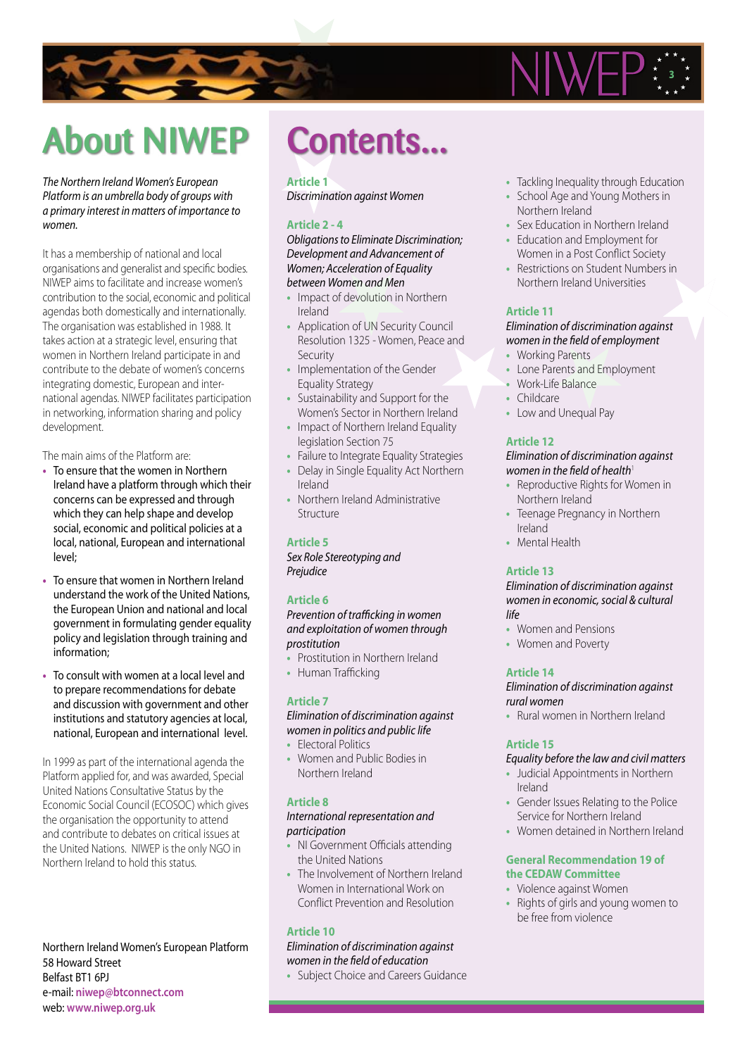# About NIWEP

*The Northern Ireland Women's European Platform is an umbrella body of groups with a primary interest in matters of importance to women.*

It has a membership of national and local organisations and generalist and specific bodies. NIWEP aims to facilitate and increase women's contribution to the social, economic and political agendas both domestically and internationally. The organisation was established in 1988. It takes action at a strategic level, ensuring that women in Northern Ireland participate in and contribute to the debate of women's concerns integrating domestic, European and international agendas. NIWEP facilitates participation in networking, information sharing and policy development.

The main aims of the Platform are:

- To ensure that the women in Northern Ireland have a platform through which their concerns can be expressed and through which they can help shape and develop social, economic and political policies at a local, national, European and international level;
- To ensure that women in Northern Ireland understand the work of the United Nations, the European Union and national and local government in formulating gender equality policy and legislation through training and information;
- To consult with women at a local level and to prepare recommendations for debate and discussion with government and other institutions and statutory agencies at local, national, European and international level.

In 1999 as part of the international agenda the Platform applied for, and was awarded, Special United Nations Consultative Status by the Economic Social Council (ECOSOC) which gives the organisation the opportunity to attend and contribute to debates on critical issues at the United Nations. NIWEP is the only NGO in Northern Ireland to hold this status.

Northern Ireland Women's European Platform
58 Howard Street
Belfast BT1 6PJ
e-mail: **niwep@btconnect.com**
web: **www.niwep.org.uk**

# Contents...

**Article 1**
*Discrimination against Women*

**Article 2 - 4**
*Obligations to Eliminate Discrimination; Development and Advancement of Women; Acceleration of Equality between Women and Men*

- Impact of devolution in Northern Ireland
- Application of UN Security Council Resolution 1325 - Women, Peace and Security
- Implementation of the Gender Equality Strategy
- Sustainability and Support for the Women's Sector in Northern Ireland
- Impact of Northern Ireland Equality legislation Section 75
- Failure to Integrate Equality Strategies
- Delay in Single Equality Act Northern Ireland
- Northern Ireland Administrative Structure

**Article 5**
*Sex Role Stereotyping and Prejudice*

**Article 6**
*Prevention of trafficking in women and exploitation of women through prostitution*

- Prostitution in Northern Ireland
- Human Trafficking

**Article 7**
*Elimination of discrimination against women in politics and public life*

- Electoral Politics
- Women and Public Bodies in Northern Ireland

**Article 8**
*International representation and participation*

- NI Government Officials attending the United Nations
- The Involvement of Northern Ireland Women in International Work on Conflict Prevention and Resolution

**Article 10**
*Elimination of discrimination against women in the field of education*

- Subject Choice and Careers Guidance
- Tackling Inequality through Education
- School Age and Young Mothers in Northern Ireland
- Sex Education in Northern Ireland
- Education and Employment for Women in a Post Conflict Society
- Restrictions on Student Numbers in Northern Ireland Universities

**Article 11**
*Elimination of discrimination against women in the field of employment*

- Working Parents
- Lone Parents and Employment
- Work-Life Balance
- Childcare
- Low and Unequal Pay

**Article 12**
*Elimination of discrimination against women in the field of health*[1]

- Reproductive Rights for Women in Northern Ireland
- Teenage Pregnancy in Northern Ireland
- Mental Health

**Article 13**
*Elimination of discrimination against women in economic, social & cultural life*

- Women and Pensions
- Women and Poverty

**Article 14**
*Elimination of discrimination against rural women*

- Rural women in Northern Ireland

**Article 15**
*Equality before the law and civil matters*

- Judicial Appointments in Northern Ireland
- Gender Issues Relating to the Police Service for Northern Ireland
- Women detained in Northern Ireland

**General Recommendation 19 of the CEDAW Committee**

- Violence against Women
- Rights of girls and young women to be free from violence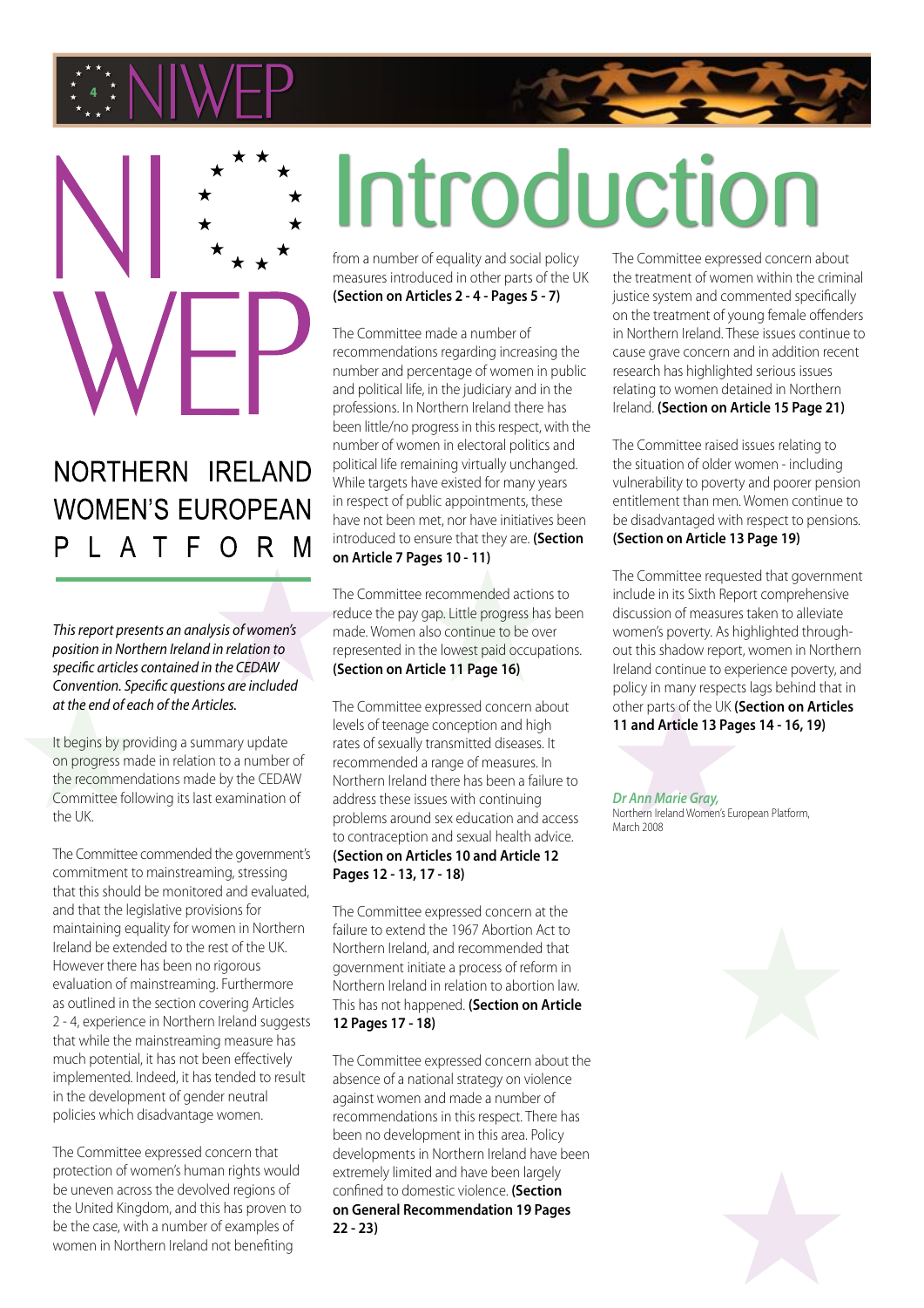# Introduction

NI WEP

NORTHERN IRELAND WOMEN'S EUROPEAN PLATFORM

*This report presents an analysis of women's position in Northern Ireland in relation to specific articles contained in the CEDAW Convention. Specific questions are included at the end of each of the Articles.*

It begins by providing a summary update on progress made in relation to a number of the recommendations made by the CEDAW Committee following its last examination of the UK.

The Committee commended the government's commitment to mainstreaming, stressing that this should be monitored and evaluated, and that the legislative provisions for maintaining equality for women in Northern Ireland be extended to the rest of the UK. However there has been no rigorous evaluation of mainstreaming. Furthermore as outlined in the section covering Articles 2 - 4, experience in Northern Ireland suggests that while the mainstreaming measure has much potential, it has not been effectively implemented. Indeed, it has tended to result in the development of gender neutral policies which disadvantage women.

The Committee expressed concern that protection of women's human rights would be uneven across the devolved regions of the United Kingdom, and this has proven to be the case, with a number of examples of women in Northern Ireland not benefiting from a number of equality and social policy measures introduced in other parts of the UK **(Section on Articles 2 - 4 - Pages 5 - 7)**

The Committee made a number of recommendations regarding increasing the number and percentage of women in public and political life, in the judiciary and in the professions. In Northern Ireland there has been little/no progress in this respect, with the number of women in electoral politics and political life remaining virtually unchanged. While targets have existed for many years in respect of public appointments, these have not been met, nor have initiatives been introduced to ensure that they are. **(Section on Article 7 Pages 10 - 11)**

The Committee recommended actions to reduce the pay gap. Little progress has been made. Women also continue to be over represented in the lowest paid occupations. **(Section on Article 11 Page 16)**

The Committee expressed concern about levels of teenage conception and high rates of sexually transmitted diseases. It recommended a range of measures. In Northern Ireland there has been a failure to address these issues with continuing problems around sex education and access to contraception and sexual health advice. **(Section on Articles 10 and Article 12 Pages 12 - 13, 17 - 18)**

The Committee expressed concern at the failure to extend the 1967 Abortion Act to Northern Ireland, and recommended that government initiate a process of reform in Northern Ireland in relation to abortion law. This has not happened. **(Section on Article 12 Pages 17 - 18)**

The Committee expressed concern about the absence of a national strategy on violence against women and made a number of recommendations in this respect. There has been no development in this area. Policy developments in Northern Ireland have been extremely limited and have been largely confined to domestic violence. **(Section on General Recommendation 19 Pages 22 - 23)**

The Committee expressed concern about the treatment of women within the criminal justice system and commented specifically on the treatment of young female offenders in Northern Ireland. These issues continue to cause grave concern and in addition recent research has highlighted serious issues relating to women detained in Northern Ireland. **(Section on Article 15 Page 21)**

The Committee raised issues relating to the situation of older women - including vulnerability to poverty and poorer pension entitlement than men. Women continue to be disadvantaged with respect to pensions. **(Section on Article 13 Page 19)**

The Committee requested that government include in its Sixth Report comprehensive discussion of measures taken to alleviate women's poverty. As highlighted throughout this shadow report, women in Northern Ireland continue to experience poverty, and policy in many respects lags behind that in other parts of the UK **(Section on Articles 11 and Article 13 Pages 14 - 16, 19)**

***Dr Ann Marie Gray,***
Northern Ireland Women's European Platform,
March 2008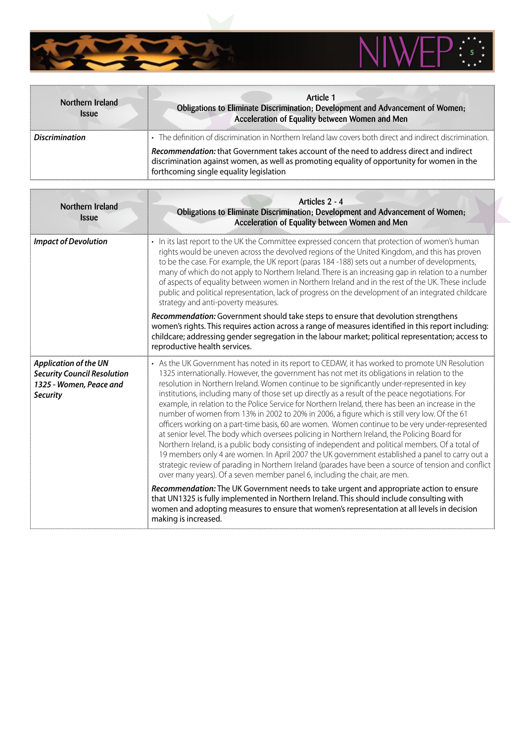| Northern Ireland Issue | Article 1<br>Obligations to Eliminate Discrimination; Development and Advancement of Women; Acceleration of Equality between Women and Men |
|---|---|
| ***Discrimination*** | • The definition of discrimination in Northern Ireland law covers both direct and indirect discrimination.<br><br>***Recommendation:*** that Government takes account of the need to address direct and indirect discrimination against women, as well as promoting equality of opportunity for women in the forthcoming single equality legislation |

| Northern Ireland Issue | Articles 2 - 4<br>Obligations to Eliminate Discrimination; Development and Advancement of Women; Acceleration of Equality between Women and Men |
|---|---|
| ***Impact of Devolution*** | • In its last report to the UK the Committee expressed concern that protection of women's human rights would be uneven across the devolved regions of the United Kingdom, and this has proven to be the case. For example, the UK report (paras 184 -188) sets out a number of developments, many of which do not apply to Northern Ireland. There is an increasing gap in relation to a number of aspects of equality between women in Northern Ireland and in the rest of the UK. These include public and political representation, lack of progress on the development of an integrated childcare strategy and anti-poverty measures.<br><br>***Recommendation:*** Government should take steps to ensure that devolution strengthens women's rights. This requires action across a range of measures identified in this report including: childcare; addressing gender segregation in the labour market; political representation; access to reproductive health services. |
| ***Application of the UN Security Council Resolution 1325 - Women, Peace and Security*** | • As the UK Government has noted in its report to CEDAW, it has worked to promote UN Resolution 1325 internationally. However, the government has not met its obligations in relation to the resolution in Northern Ireland. Women continue to be significantly under-represented in key institutions, including many of those set up directly as a result of the peace negotiations. For example, in relation to the Police Service for Northern Ireland, there has been an increase in the number of women from 13% in 2002 to 20% in 2006, a figure which is still very low. Of the 61 officers working on a part-time basis, 60 are women. Women continue to be very under-represented at senior level. The body which oversees policing in Northern Ireland, the Policing Board for Northern Ireland, is a public body consisting of independent and political members. Of a total of 19 members only 4 are women. In April 2007 the UK government established a panel to carry out a strategic review of parading in Northern Ireland (parades have been a source of tension and conflict over many years). Of a seven member panel 6, including the chair, are men.<br><br>***Recommendation:*** The UK Government needs to take urgent and appropriate action to ensure that UN1325 is fully implemented in Northern Ireland. This should include consulting with women and adopting measures to ensure that women's representation at all levels in decision making is increased. |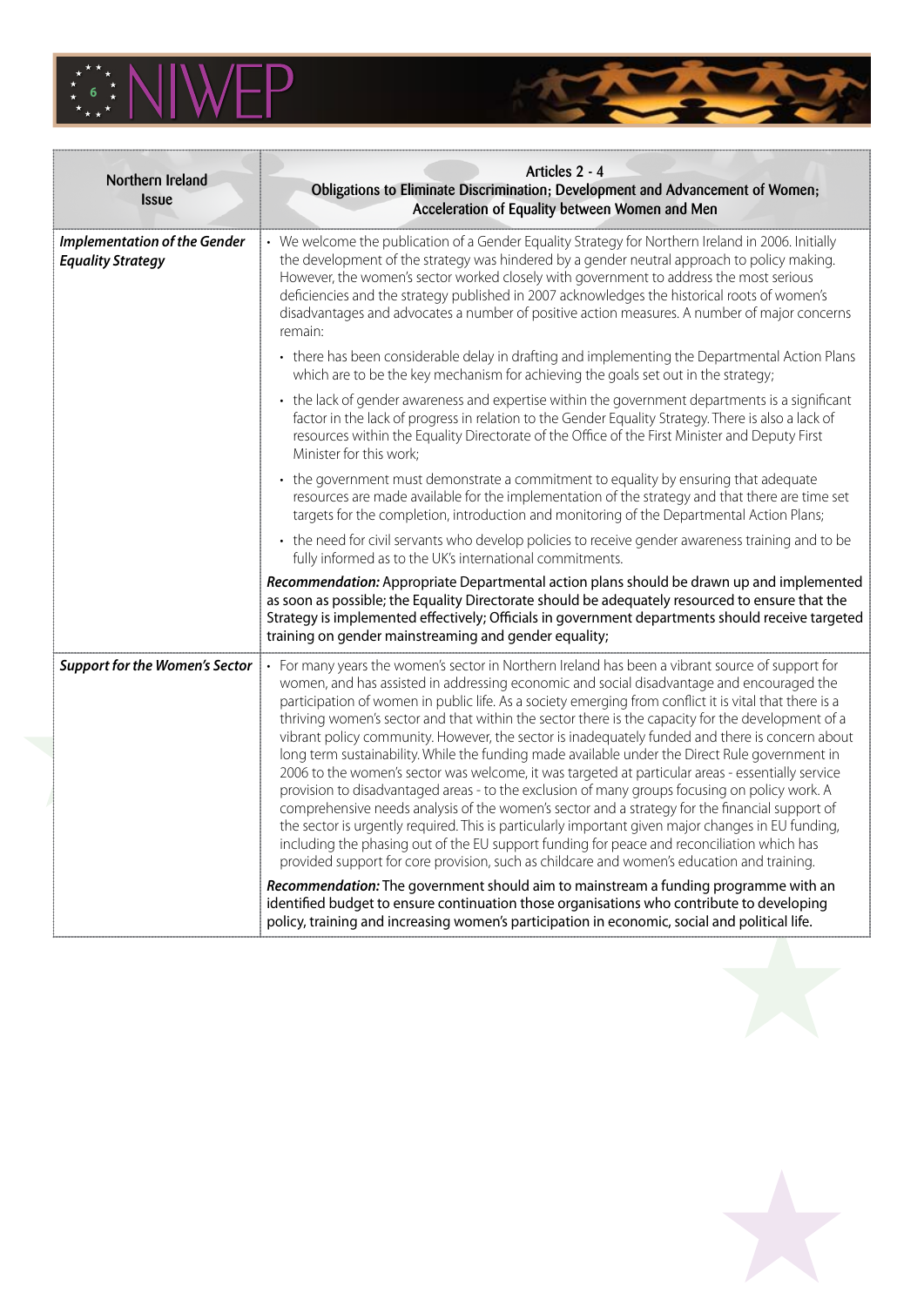| Northern Ireland Issue | Articles 2 - 4 Obligations to Eliminate Discrimination; Development and Advancement of Women; Acceleration of Equality between Women and Men |
|---|---|
| ***Implementation of the Gender Equality Strategy*** | • We welcome the publication of a Gender Equality Strategy for Northern Ireland in 2006. Initially the development of the strategy was hindered by a gender neutral approach to policy making. However, the women's sector worked closely with government to address the most serious deficiencies and the strategy published in 2007 acknowledges the historical roots of women's disadvantages and advocates a number of positive action measures. A number of major concerns remain:<br>• there has been considerable delay in drafting and implementing the Departmental Action Plans which are to be the key mechanism for achieving the goals set out in the strategy;<br>• the lack of gender awareness and expertise within the government departments is a significant factor in the lack of progress in relation to the Gender Equality Strategy. There is also a lack of resources within the Equality Directorate of the Office of the First Minister and Deputy First Minister for this work;<br>• the government must demonstrate a commitment to equality by ensuring that adequate resources are made available for the implementation of the strategy and that there are time set targets for the completion, introduction and monitoring of the Departmental Action Plans;<br>• the need for civil servants who develop policies to receive gender awareness training and to be fully informed as to the UK's international commitments.<br>***Recommendation:*** Appropriate Departmental action plans should be drawn up and implemented as soon as possible; the Equality Directorate should be adequately resourced to ensure that the Strategy is implemented effectively; Officials in government departments should receive targeted training on gender mainstreaming and gender equality; |
| ***Support for the Women's Sector*** | • For many years the women's sector in Northern Ireland has been a vibrant source of support for women, and has assisted in addressing economic and social disadvantage and encouraged the participation of women in public life. As a society emerging from conflict it is vital that there is a thriving women's sector and that within the sector there is the capacity for the development of a vibrant policy community. However, the sector is inadequately funded and there is concern about long term sustainability. While the funding made available under the Direct Rule government in 2006 to the women's sector was welcome, it was targeted at particular areas - essentially service provision to disadvantaged areas - to the exclusion of many groups focusing on policy work. A comprehensive needs analysis of the women's sector and a strategy for the financial support of the sector is urgently required. This is particularly important given major changes in EU funding, including the phasing out of the EU support funding for peace and reconciliation which has provided support for core provision, such as childcare and women's education and training.<br>***Recommendation:*** The government should aim to mainstream a funding programme with an identified budget to ensure continuation those organisations who contribute to developing policy, training and increasing women's participation in economic, social and political life. |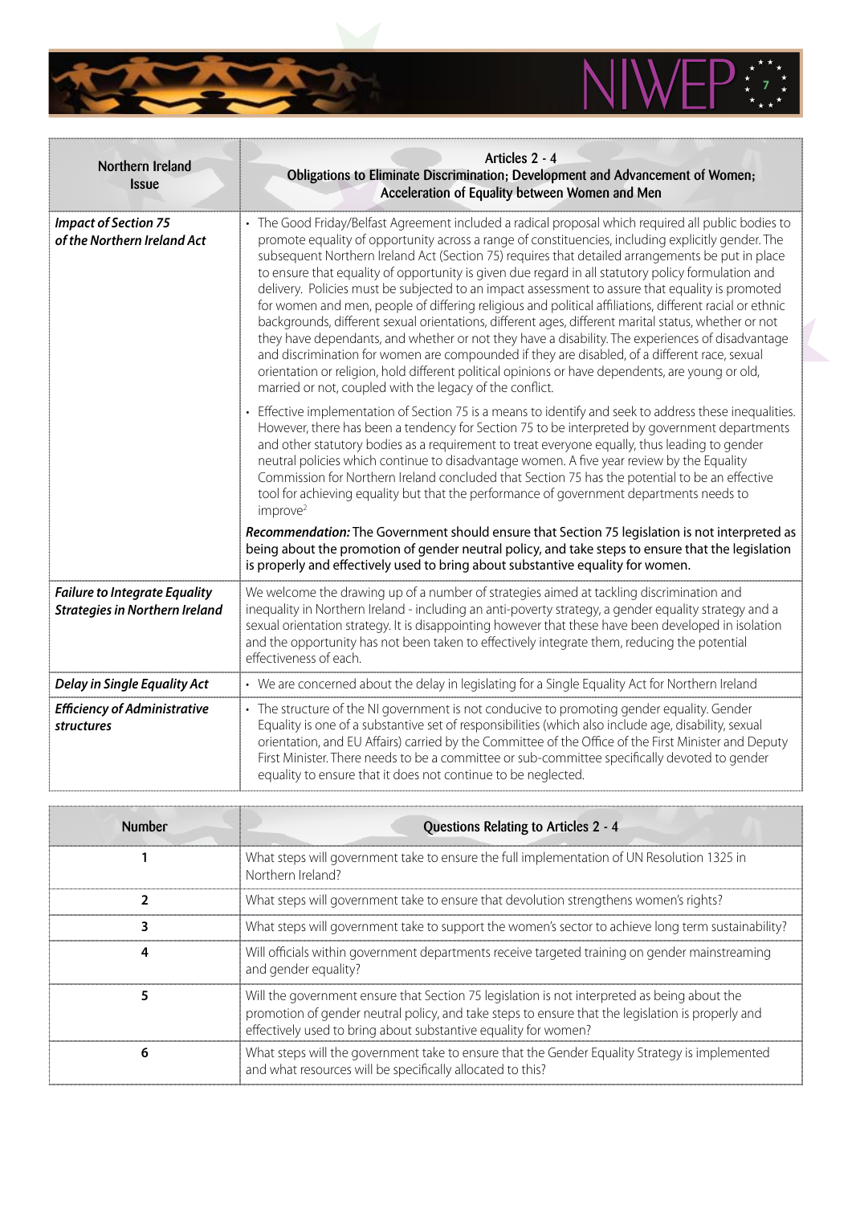| Northern Ireland Issue | Articles 2 - 4 Obligations to Eliminate Discrimination; Development and Advancement of Women; Acceleration of Equality between Women and Men |
|---|---|
| ***Impact of Section 75 of the Northern Ireland Act*** | • The Good Friday/Belfast Agreement included a radical proposal which required all public bodies to promote equality of opportunity across a range of constituencies, including explicitly gender. The subsequent Northern Ireland Act (Section 75) requires that detailed arrangements be put in place to ensure that equality of opportunity is given due regard in all statutory policy formulation and delivery. Policies must be subjected to an impact assessment to assure that equality is promoted for women and men, people of differing religious and political affiliations, different racial or ethnic backgrounds, different sexual orientations, different ages, different marital status, whether or not they have dependants, and whether or not they have a disability. The experiences of disadvantage and discrimination for women are compounded if they are disabled, of a different race, sexual orientation or religion, hold different political opinions or have dependents, are young or old, married or not, coupled with the legacy of the conflict.<br><br>• Effective implementation of Section 75 is a means to identify and seek to address these inequalities. However, there has been a tendency for Section 75 to be interpreted by government departments and other statutory bodies as a requirement to treat everyone equally, thus leading to gender neutral policies which continue to disadvantage women. A five year review by the Equality Commission for Northern Ireland concluded that Section 75 has the potential to be an effective tool for achieving equality but that the performance of government departments needs to improve[2]<br><br>***Recommendation:*** **The Government should ensure that Section 75 legislation is not interpreted as being about the promotion of gender neutral policy, and take steps to ensure that the legislation is properly and effectively used to bring about substantive equality for women.** |
| ***Failure to Integrate Equality Strategies in Northern Ireland*** | We welcome the drawing up of a number of strategies aimed at tackling discrimination and inequality in Northern Ireland - including an anti-poverty strategy, a gender equality strategy and a sexual orientation strategy. It is disappointing however that these have been developed in isolation and the opportunity has not been taken to effectively integrate them, reducing the potential effectiveness of each. |
| ***Delay in Single Equality Act*** | • We are concerned about the delay in legislating for a Single Equality Act for Northern Ireland |
| ***Efficiency of Administrative structures*** | • The structure of the NI government is not conducive to promoting gender equality. Gender Equality is one of a substantive set of responsibilities (which also include age, disability, sexual orientation, and EU Affairs) carried by the Committee of the Office of the First Minister and Deputy First Minister. There needs to be a committee or sub-committee specifically devoted to gender equality to ensure that it does not continue to be neglected. |

| Number | Questions Relating to Articles 2 - 4 |
|---|---|
| 1 | What steps will government take to ensure the full implementation of UN Resolution 1325 in Northern Ireland? |
| 2 | What steps will government take to ensure that devolution strengthens women's rights? |
| 3 | What steps will government take to support the women's sector to achieve long term sustainability? |
| 4 | Will officials within government departments receive targeted training on gender mainstreaming and gender equality? |
| 5 | Will the government ensure that Section 75 legislation is not interpreted as being about the promotion of gender neutral policy, and take steps to ensure that the legislation is properly and effectively used to bring about substantive equality for women? |
| 6 | What steps will the government take to ensure that the Gender Equality Strategy is implemented and what resources will be specifically allocated to this? |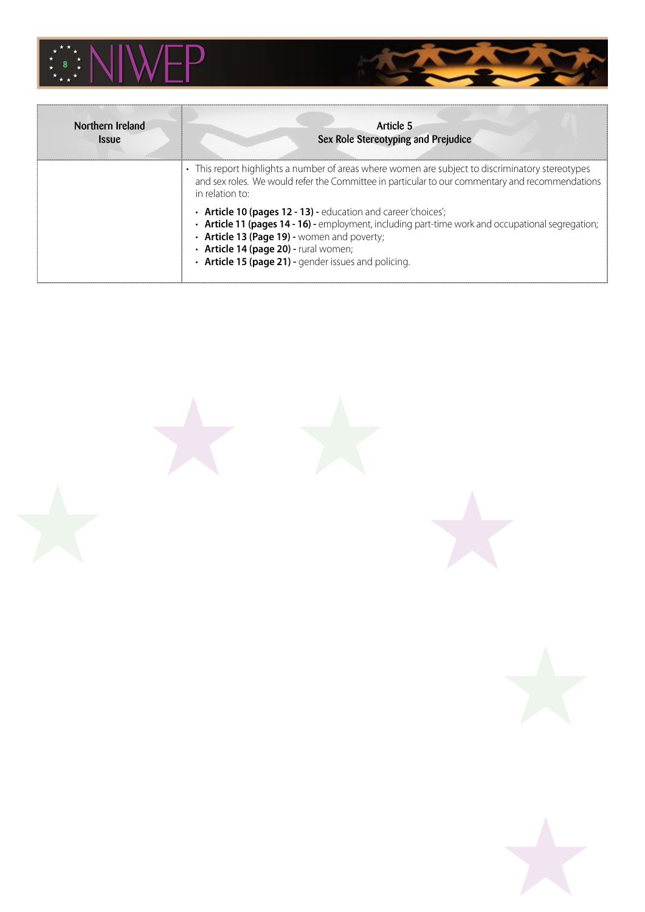| Northern Ireland Issue | Article 5 Sex Role Stereotyping and Prejudice |
|---|---|
| | • This report highlights a number of areas where women are subject to discriminatory stereotypes and sex roles. We would refer the Committee in particular to our commentary and recommendations in relation to:<br>• **Article 10 (pages 12 - 13) -** education and career 'choices';<br>• **Article 11 (pages 14 - 16) -** employment, including part-time work and occupational segregation;<br>• **Article 13 (Page 19) -** women and poverty;<br>• **Article 14 (page 20) -** rural women;<br>• **Article 15 (page 21) -** gender issues and policing. |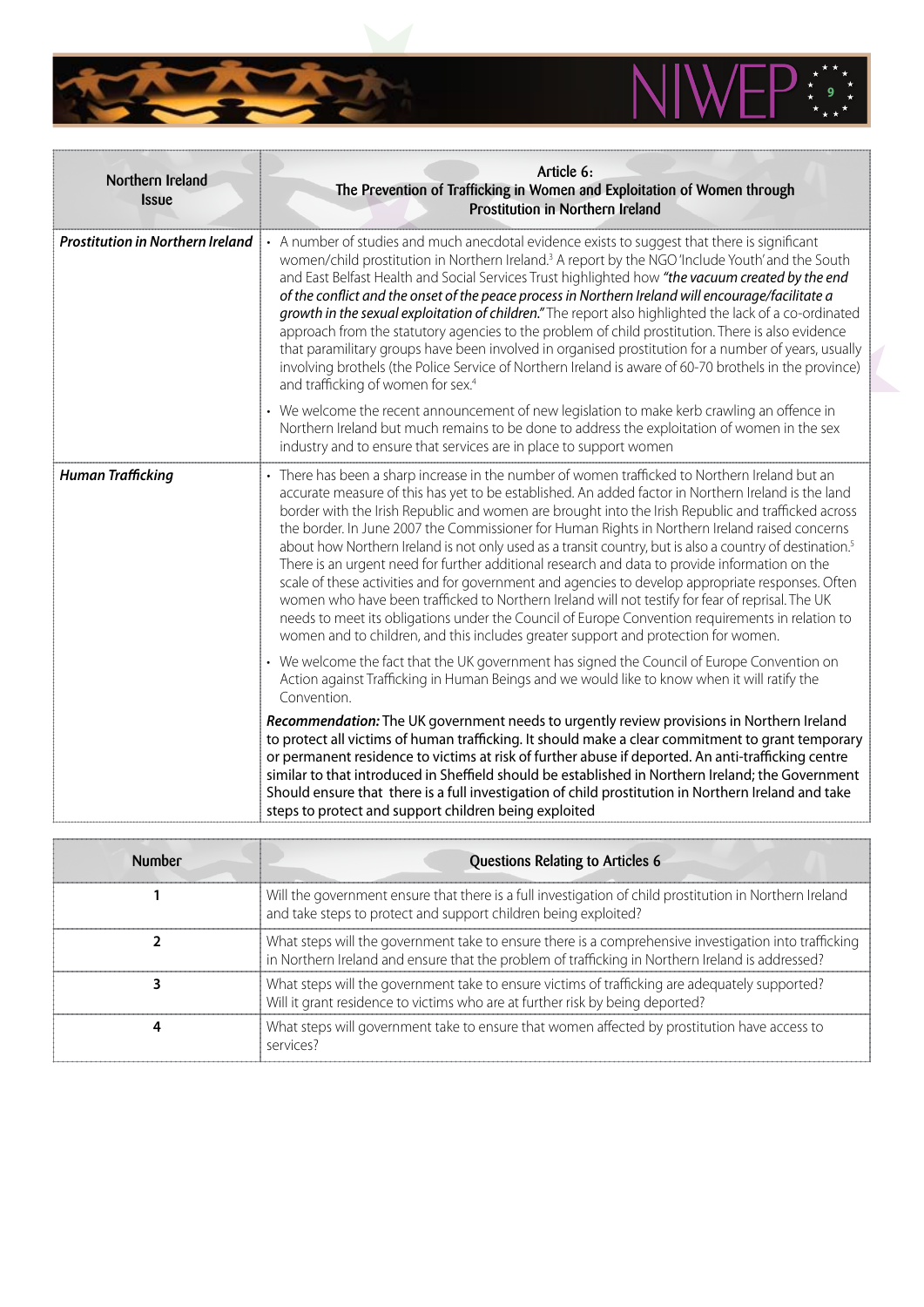| Northern Ireland Issue | Article 6: The Prevention of Trafficking in Women and Exploitation of Women through Prostitution in Northern Ireland |
|---|---|
| ***Prostitution in Northern Ireland*** | • A number of studies and much anecdotal evidence exists to suggest that there is significant women/child prostitution in Northern Ireland.[3] A report by the NGO 'Include Youth' and the South and East Belfast Health and Social Services Trust highlighted how ***"the vacuum created by the end of the conflict and the onset of the peace process in Northern Ireland will encourage/facilitate a growth in the sexual exploitation of children."*** The report also highlighted the lack of a co-ordinated approach from the statutory agencies to the problem of child prostitution. There is also evidence that paramilitary groups have been involved in organised prostitution for a number of years, usually involving brothels (the Police Service of Northern Ireland is aware of 60-70 brothels in the province) and trafficking of women for sex.[4]<br><br>• We welcome the recent announcement of new legislation to make kerb crawling an offence in Northern Ireland but much remains to be done to address the exploitation of women in the sex industry and to ensure that services are in place to support women |
| ***Human Trafficking*** | • There has been a sharp increase in the number of women trafficked to Northern Ireland but an accurate measure of this has yet to be established. An added factor in Northern Ireland is the land border with the Irish Republic and women are brought into the Irish Republic and trafficked across the border. In June 2007 the Commissioner for Human Rights in Northern Ireland raised concerns about how Northern Ireland is not only used as a transit country, but is also a country of destination.[5] There is an urgent need for further additional research and data to provide information on the scale of these activities and for government and agencies to develop appropriate responses. Often women who have been trafficked to Northern Ireland will not testify for fear of reprisal. The UK needs to meet its obligations under the Council of Europe Convention requirements in relation to women and to children, and this includes greater support and protection for women.<br><br>• We welcome the fact that the UK government has signed the Council of Europe Convention on Action against Trafficking in Human Beings and we would like to know when it will ratify the Convention.<br><br>***Recommendation:*** The UK government needs to urgently review provisions in Northern Ireland to protect all victims of human trafficking. It should make a clear commitment to grant temporary or permanent residence to victims at risk of further abuse if deported. An anti-trafficking centre similar to that introduced in Sheffield should be established in Northern Ireland; the Government Should ensure that there is a full investigation of child prostitution in Northern Ireland and take steps to protect and support children being exploited |

| Number | Questions Relating to Articles 6 |
|---|---|
| 1 | Will the government ensure that there is a full investigation of child prostitution in Northern Ireland and take steps to protect and support children being exploited? |
| 2 | What steps will the government take to ensure there is a comprehensive investigation into trafficking in Northern Ireland and ensure that the problem of trafficking in Northern Ireland is addressed? |
| 3 | What steps will the government take to ensure victims of trafficking are adequately supported? Will it grant residence to victims who are at further risk by being deported? |
| 4 | What steps will government take to ensure that women affected by prostitution have access to services? |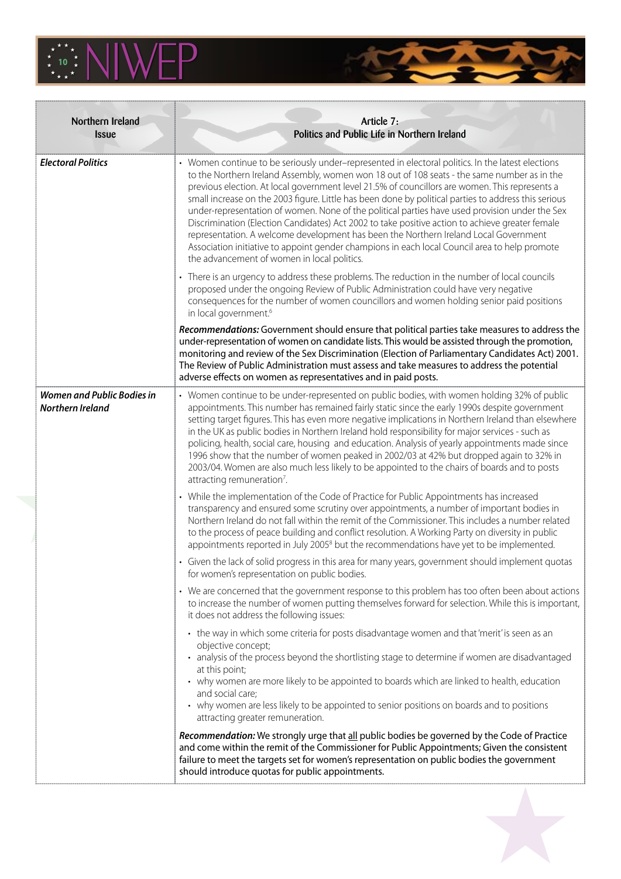| Northern Ireland Issue | Article 7: Politics and Public Life in Northern Ireland |
|---|---|
| ***Electoral Politics*** | • Women continue to be seriously under–represented in electoral politics. In the latest elections to the Northern Ireland Assembly, women won 18 out of 108 seats - the same number as in the previous election. At local government level 21.5% of councillors are women. This represents a small increase on the 2003 figure. Little has been done by political parties to address this serious under-representation of women. None of the political parties have used provision under the Sex Discrimination (Election Candidates) Act 2002 to take positive action to achieve greater female representation. A welcome development has been the Northern Ireland Local Government Association initiative to appoint gender champions in each local Council area to help promote the advancement of women in local politics.<br><br>• There is an urgency to address these problems. The reduction in the number of local councils proposed under the ongoing Review of Public Administration could have very negative consequences for the number of women councillors and women holding senior paid positions in local government.[6]<br><br>***Recommendations:*** **Government should ensure that political parties take measures to address the under-representation of women on candidate lists. This would be assisted through the promotion, monitoring and review of the Sex Discrimination (Election of Parliamentary Candidates Act) 2001. The Review of Public Administration must assess and take measures to address the potential adverse effects on women as representatives and in paid posts.** |
| ***Women and Public Bodies in Northern Ireland*** | • Women continue to be under-represented on public bodies, with women holding 32% of public appointments. This number has remained fairly static since the early 1990s despite government setting target figures. This has even more negative implications in Northern Ireland than elsewhere in the UK as public bodies in Northern Ireland hold responsibility for major services - such as policing, health, social care, housing and education. Analysis of yearly appointments made since 1996 show that the number of women peaked in 2002/03 at 42% but dropped again to 32% in 2003/04. Women are also much less likely to be appointed to the chairs of boards and to posts attracting remuneration[7].<br><br>• While the implementation of the Code of Practice for Public Appointments has increased transparency and ensured some scrutiny over appointments, a number of important bodies in Northern Ireland do not fall within the remit of the Commissioner. This includes a number related to the process of peace building and conflict resolution. A Working Party on diversity in public appointments reported in July 2005[8] but the recommendations have yet to be implemented.<br><br>• Given the lack of solid progress in this area for many years, government should implement quotas for women's representation on public bodies.<br><br>• We are concerned that the government response to this problem has too often been about actions to increase the number of women putting themselves forward for selection. While this is important, it does not address the following issues:<br><br>  • the way in which some criteria for posts disadvantage women and that 'merit' is seen as an objective concept;<br>  • analysis of the process beyond the shortlisting stage to determine if women are disadvantaged at this point;<br>  • why women are more likely to be appointed to boards which are linked to health, education and social care;<br>  • why women are less likely to be appointed to senior positions on boards and to positions attracting greater remuneration.<br><br>***Recommendation:*** **We strongly urge that <u>all</u> public bodies be governed by the Code of Practice and come within the remit of the Commissioner for Public Appointments; Given the consistent failure to meet the targets set for women's representation on public bodies the government should introduce quotas for public appointments.** |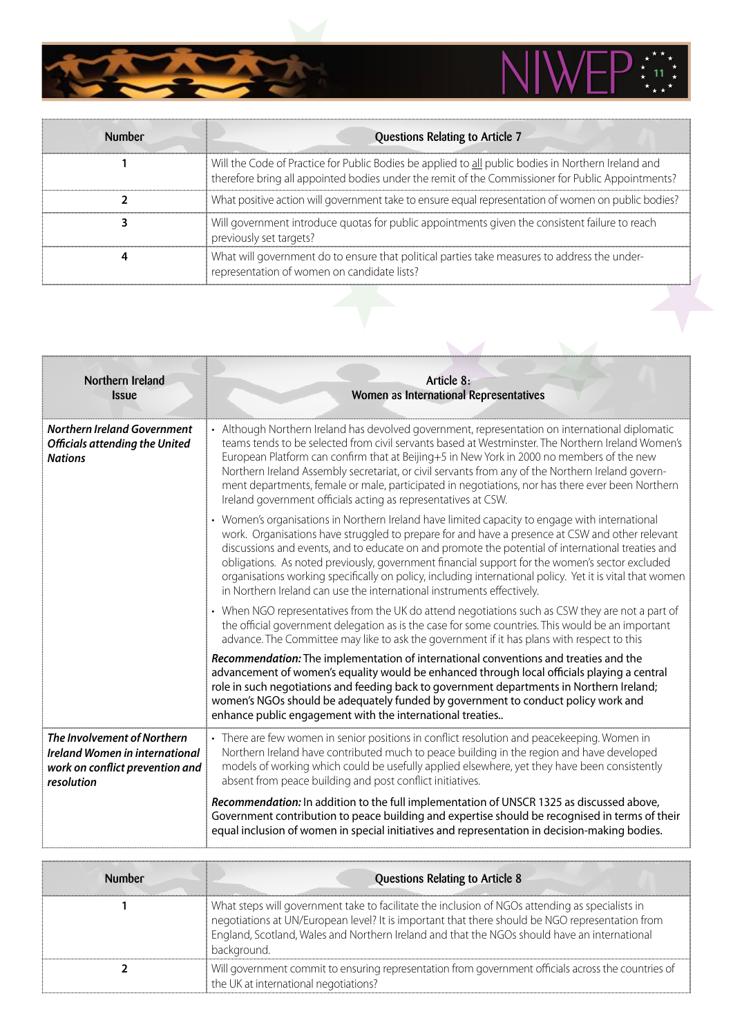| Number | Questions Relating to Article 7 |
|---|---|
| 1 | Will the Code of Practice for Public Bodies be applied to all public bodies in Northern Ireland and therefore bring all appointed bodies under the remit of the Commissioner for Public Appointments? |
| 2 | What positive action will government take to ensure equal representation of women on public bodies? |
| 3 | Will government introduce quotas for public appointments given the consistent failure to reach previously set targets? |
| 4 | What will government do to ensure that political parties take measures to address the under-representation of women on candidate lists? |

| Northern Ireland Issue | Article 8: Women as International Representatives |
|---|---|
| ***Northern Ireland Government Officials attending the United Nations*** | • Although Northern Ireland has devolved government, representation on international diplomatic teams tends to be selected from civil servants based at Westminster. The Northern Ireland Women's European Platform can confirm that at Beijing+5 in New York in 2000 no members of the new Northern Ireland Assembly secretariat, or civil servants from any of the Northern Ireland government departments, female or male, participated in negotiations, nor has there ever been Northern Ireland government officials acting as representatives at CSW.<br>• Women's organisations in Northern Ireland have limited capacity to engage with international work. Organisations have struggled to prepare for and have a presence at CSW and other relevant discussions and events, and to educate on and promote the potential of international treaties and obligations. As noted previously, government financial support for the women's sector excluded organisations working specifically on policy, including international policy. Yet it is vital that women in Northern Ireland can use the international instruments effectively.<br>• When NGO representatives from the UK do attend negotiations such as CSW they are not a part of the official government delegation as is the case for some countries. This would be an important advance. The Committee may like to ask the government if it has plans with respect to this<br>***Recommendation:*** The implementation of international conventions and treaties and the advancement of women's equality would be enhanced through local officials playing a central role in such negotiations and feeding back to government departments in Northern Ireland; women's NGOs should be adequately funded by government to conduct policy work and enhance public engagement with the international treaties.. |
| ***The Involvement of Northern Ireland Women in international work on conflict prevention and resolution*** | • There are few women in senior positions in conflict resolution and peacekeeping. Women in Northern Ireland have contributed much to peace building in the region and have developed models of working which could be usefully applied elsewhere, yet they have been consistently absent from peace building and post conflict initiatives.<br>***Recommendation:*** In addition to the full implementation of UNSCR 1325 as discussed above, Government contribution to peace building and expertise should be recognised in terms of their equal inclusion of women in special initiatives and representation in decision-making bodies. |

| Number | Questions Relating to Article 8 |
|---|---|
| 1 | What steps will government take to facilitate the inclusion of NGOs attending as specialists in negotiations at UN/European level? It is important that there should be NGO representation from England, Scotland, Wales and Northern Ireland and that the NGOs should have an international background. |
| 2 | Will government commit to ensuring representation from government officials across the countries of the UK at international negotiations? |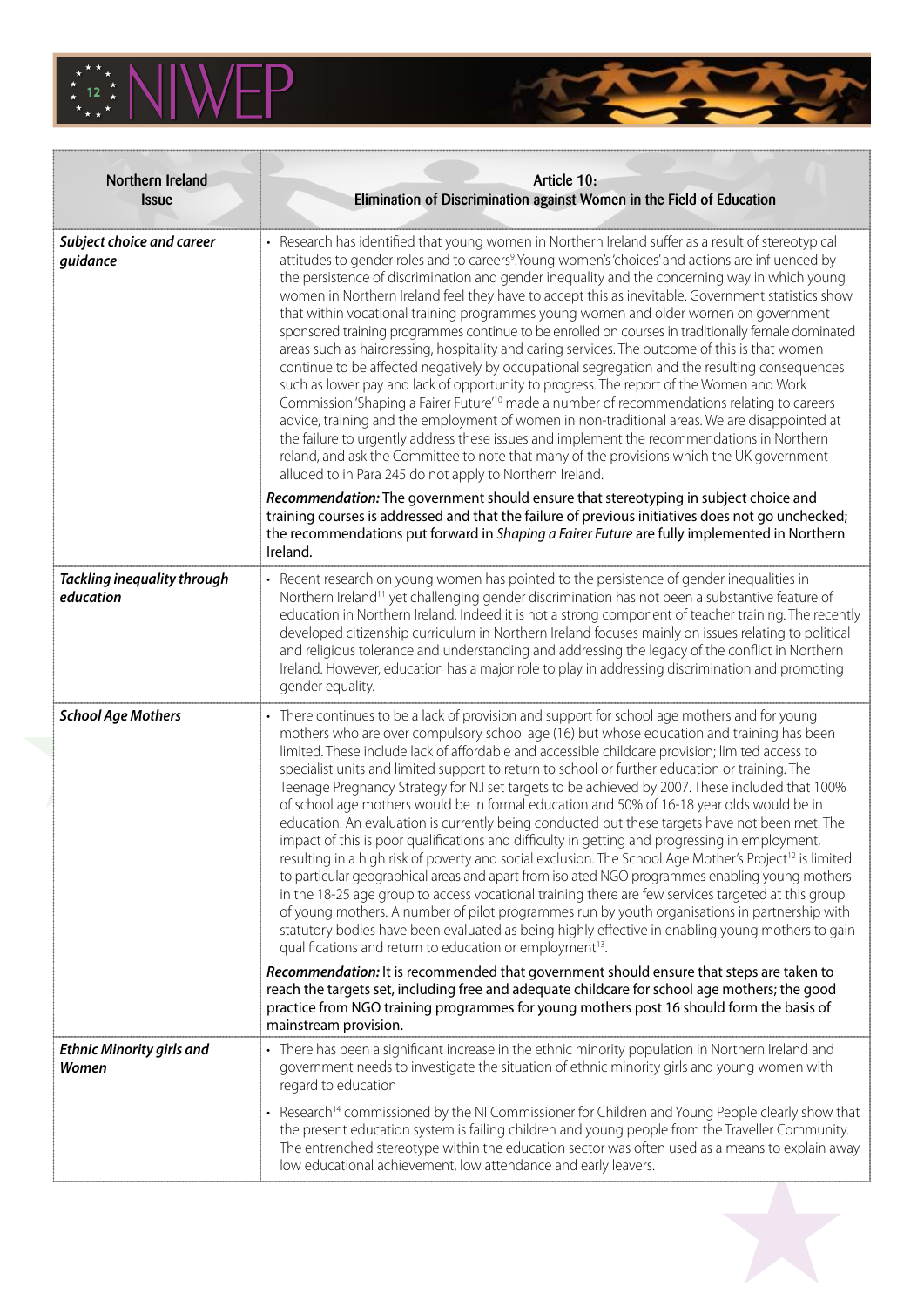| Northern Ireland Issue | Article 10: Elimination of Discrimination against Women in the Field of Education |
|---|---|
| ***Subject choice and career guidance*** | • Research has identified that young women in Northern Ireland suffer as a result of stereotypical attitudes to gender roles and to careers[9]. Young women's 'choices' and actions are influenced by the persistence of discrimination and gender inequality and the concerning way in which young women in Northern Ireland feel they have to accept this as inevitable. Government statistics show that within vocational training programmes young women and older women on government sponsored training programmes continue to be enrolled on courses in traditionally female dominated areas such as hairdressing, hospitality and caring services. The outcome of this is that women continue to be affected negatively by occupational segregation and the resulting consequences such as lower pay and lack of opportunity to progress. The report of the Women and Work Commission 'Shaping a Fairer Future'[10] made a number of recommendations relating to careers advice, training and the employment of women in non-traditional areas. We are disappointed at the failure to urgently address these issues and implement the recommendations in Northern reland, and ask the Committee to note that many of the provisions which the UK government alluded to in Para 245 do not apply to Northern Ireland.<br><br>**_Recommendation:_ The government should ensure that stereotyping in subject choice and training courses is addressed and that the failure of previous initiatives does not go unchecked; the recommendations put forward in _Shaping a Fairer Future_ are fully implemented in Northern Ireland.** |
| ***Tackling inequality through education*** | • Recent research on young women has pointed to the persistence of gender inequalities in Northern Ireland[11] yet challenging gender discrimination has not been a substantive feature of education in Northern Ireland. Indeed it is not a strong component of teacher training. The recently developed citizenship curriculum in Northern Ireland focuses mainly on issues relating to political and religious tolerance and understanding and addressing the legacy of the conflict in Northern Ireland. However, education has a major role to play in addressing discrimination and promoting gender equality. |
| ***School Age Mothers*** | • There continues to be a lack of provision and support for school age mothers and for young mothers who are over compulsory school age (16) but whose education and training has been limited. These include lack of affordable and accessible childcare provision; limited access to specialist units and limited support to return to school or further education or training. The Teenage Pregnancy Strategy for N.I set targets to be achieved by 2007. These included that 100% of school age mothers would be in formal education and 50% of 16-18 year olds would be in education. An evaluation is currently being conducted but these targets have not been met. The impact of this is poor qualifications and difficulty in getting and progressing in employment, resulting in a high risk of poverty and social exclusion. The School Age Mother's Project[12] is limited to particular geographical areas and apart from isolated NGO programmes enabling young mothers in the 18-25 age group to access vocational training there are few services targeted at this group of young mothers. A number of pilot programmes run by youth organisations in partnership with statutory bodies have been evaluated as being highly effective in enabling young mothers to gain qualifications and return to education or employment[13].<br><br>**_Recommendation:_ It is recommended that government should ensure that steps are taken to reach the targets set, including free and adequate childcare for school age mothers; the good practice from NGO training programmes for young mothers post 16 should form the basis of mainstream provision.** |
| ***Ethnic Minority girls and Women*** | • There has been a significant increase in the ethnic minority population in Northern Ireland and government needs to investigate the situation of ethnic minority girls and young women with regard to education<br><br>• Research[14] commissioned by the NI Commissioner for Children and Young People clearly show that the present education system is failing children and young people from the Traveller Community. The entrenched stereotype within the education sector was often used as a means to explain away low educational achievement, low attendance and early leavers. |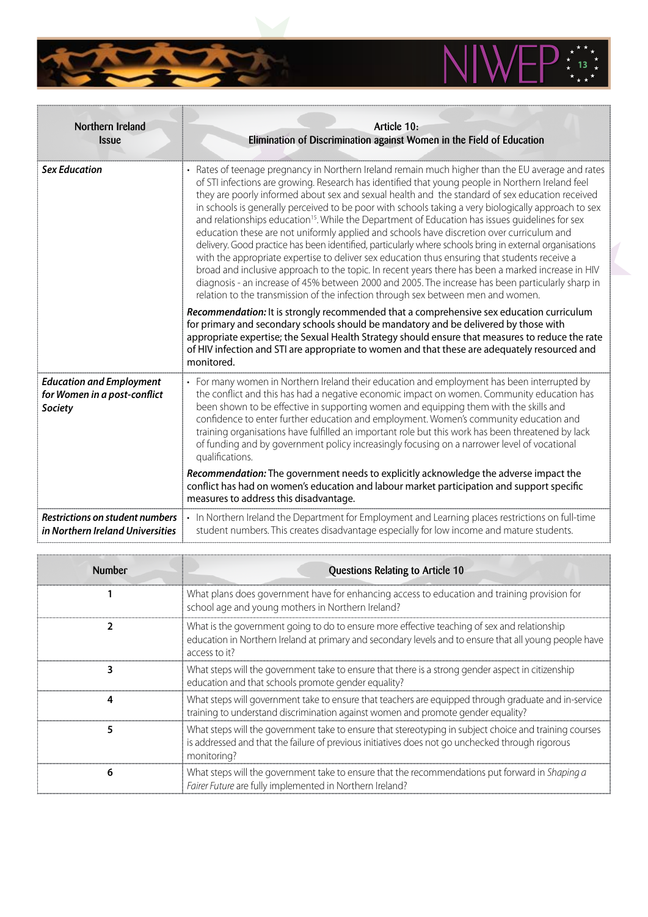| Northern Ireland Issue | Article 10: Elimination of Discrimination against Women in the Field of Education |
|---|---|
| ***Sex Education*** | • Rates of teenage pregnancy in Northern Ireland remain much higher than the EU average and rates of STI infections are growing. Research has identified that young people in Northern Ireland feel they are poorly informed about sex and sexual health and the standard of sex education received in schools is generally perceived to be poor with schools taking a very biologically approach to sex and relationships education[15]. While the Department of Education has issues guidelines for sex education these are not uniformly applied and schools have discretion over curriculum and delivery. Good practice has been identified, particularly where schools bring in external organisations with the appropriate expertise to deliver sex education thus ensuring that students receive a broad and inclusive approach to the topic. In recent years there has been a marked increase in HIV diagnosis - an increase of 45% between 2000 and 2005. The increase has been particularly sharp in relation to the transmission of the infection through sex between men and women.<br><br>***Recommendation:*** It is strongly recommended that a comprehensive sex education curriculum for primary and secondary schools should be mandatory and be delivered by those with appropriate expertise; the Sexual Health Strategy should ensure that measures to reduce the rate of HIV infection and STI are appropriate to women and that these are adequately resourced and monitored. |
| ***Education and Employment for Women in a post-conflict Society*** | • For many women in Northern Ireland their education and employment has been interrupted by the conflict and this has had a negative economic impact on women. Community education has been shown to be effective in supporting women and equipping them with the skills and confidence to enter further education and employment. Women's community education and training organisations have fulfilled an important role but this work has been threatened by lack of funding and by government policy increasingly focusing on a narrower level of vocational qualifications.<br><br>***Recommendation:*** The government needs to explicitly acknowledge the adverse impact the conflict has had on women's education and labour market participation and support specific measures to address this disadvantage. |
| ***Restrictions on student numbers in Northern Ireland Universities*** | • In Northern Ireland the Department for Employment and Learning places restrictions on full-time student numbers. This creates disadvantage especially for low income and mature students. |

| Number | Questions Relating to Article 10 |
|---|---|
| 1 | What plans does government have for enhancing access to education and training provision for school age and young mothers in Northern Ireland? |
| 2 | What is the government going to do to ensure more effective teaching of sex and relationship education in Northern Ireland at primary and secondary levels and to ensure that all young people have access to it? |
| 3 | What steps will the government take to ensure that there is a strong gender aspect in citizenship education and that schools promote gender equality? |
| 4 | What steps will government take to ensure that teachers are equipped through graduate and in-service training to understand discrimination against women and promote gender equality? |
| 5 | What steps will the government take to ensure that stereotyping in subject choice and training courses is addressed and that the failure of previous initiatives does not go unchecked through rigorous monitoring? |
| 6 | What steps will the government take to ensure that the recommendations put forward in *Shaping a Fairer Future* are fully implemented in Northern Ireland? |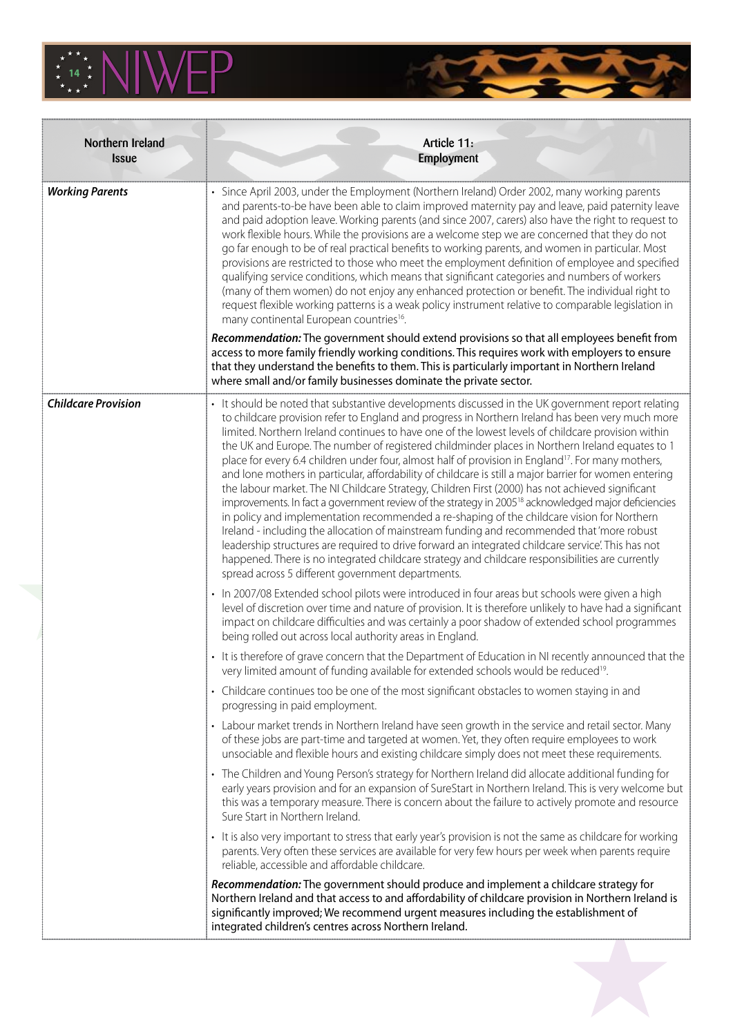| Northern Ireland Issue | Article 11: Employment |
|---|---|
| ***Working Parents*** | • Since April 2003, under the Employment (Northern Ireland) Order 2002, many working parents and parents-to-be have been able to claim improved maternity pay and leave, paid paternity leave and paid adoption leave. Working parents (and since 2007, carers) also have the right to request to work flexible hours. While the provisions are a welcome step we are concerned that they do not go far enough to be of real practical benefits to working parents, and women in particular. Most provisions are restricted to those who meet the employment definition of employee and specified qualifying service conditions, which means that significant categories and numbers of workers (many of them women) do not enjoy any enhanced protection or benefit. The individual right to request flexible working patterns is a weak policy instrument relative to comparable legislation in many continental European countries[16].<br><br>***Recommendation:*** The government should extend provisions so that all employees benefit from access to more family friendly working conditions. This requires work with employers to ensure that they understand the benefits to them. This is particularly important in Northern Ireland where small and/or family businesses dominate the private sector. |
| ***Childcare Provision*** | • It should be noted that substantive developments discussed in the UK government report relating to childcare provision refer to England and progress in Northern Ireland has been very much more limited. Northern Ireland continues to have one of the lowest levels of childcare provision within the UK and Europe. The number of registered childminder places in Northern Ireland equates to 1 place for every 6.4 children under four, almost half of provision in England[17]. For many mothers, and lone mothers in particular, affordability of childcare is still a major barrier for women entering the labour market. The NI Childcare Strategy, Children First (2000) has not achieved significant improvements. In fact a government review of the strategy in 2005[18] acknowledged major deficiencies in policy and implementation recommended a re-shaping of the childcare vision for Northern Ireland - including the allocation of mainstream funding and recommended that 'more robust leadership structures are required to drive forward an integrated childcare service'. This has not happened. There is no integrated childcare strategy and childcare responsibilities are currently spread across 5 different government departments.<br><br>• In 2007/08 Extended school pilots were introduced in four areas but schools were given a high level of discretion over time and nature of provision. It is therefore unlikely to have had a significant impact on childcare difficulties and was certainly a poor shadow of extended school programmes being rolled out across local authority areas in England.<br><br>• It is therefore of grave concern that the Department of Education in NI recently announced that the very limited amount of funding available for extended schools would be reduced[19].<br><br>• Childcare continues too be one of the most significant obstacles to women staying in and progressing in paid employment.<br><br>• Labour market trends in Northern Ireland have seen growth in the service and retail sector. Many of these jobs are part-time and targeted at women. Yet, they often require employees to work unsociable and flexible hours and existing childcare simply does not meet these requirements.<br><br>• The Children and Young Person's strategy for Northern Ireland did allocate additional funding for early years provision and for an expansion of SureStart in Northern Ireland. This is very welcome but this was a temporary measure. There is concern about the failure to actively promote and resource Sure Start in Northern Ireland.<br><br>• It is also very important to stress that early year's provision is not the same as childcare for working parents. Very often these services are available for very few hours per week when parents require reliable, accessible and affordable childcare.<br><br>***Recommendation:*** The government should produce and implement a childcare strategy for Northern Ireland and that access to and affordability of childcare provision in Northern Ireland is significantly improved; We recommend urgent measures including the establishment of integrated children's centres across Northern Ireland. |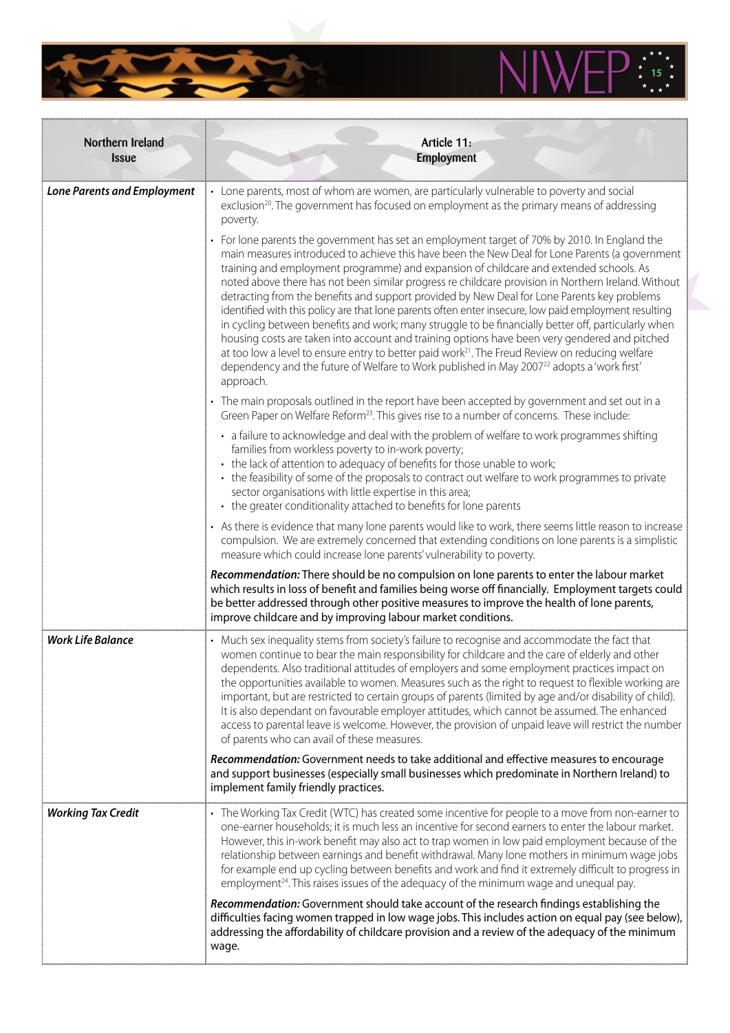| Northern Ireland Issue | Article 11: Employment |
|---|---|
| ***Lone Parents and Employment*** | • Lone parents, most of whom are women, are particularly vulnerable to poverty and social exclusion[20]. The government has focused on employment as the primary means of addressing poverty.<br>• For lone parents the government has set an employment target of 70% by 2010. In England the main measures introduced to achieve this have been the New Deal for Lone Parents (a government training and employment programme) and expansion of childcare and extended schools. As noted above there has not been similar progress re childcare provision in Northern Ireland. Without detracting from the benefits and support provided by New Deal for Lone Parents key problems identified with this policy are that lone parents often enter insecure, low paid employment resulting in cycling between benefits and work; many struggle to be financially better off, particularly when housing costs are taken into account and training options have been very gendered and pitched at too low a level to ensure entry to better paid work[21]. The Freud Review on reducing welfare dependency and the future of Welfare to Work published in May 2007[22] adopts a 'work first' approach.<br>• The main proposals outlined in the report have been accepted by government and set out in a Green Paper on Welfare Reform[23]. This gives rise to a number of concerns. These include:<br>&nbsp;&nbsp;• a failure to acknowledge and deal with the problem of welfare to work programmes shifting families from workless poverty to in-work poverty;<br>&nbsp;&nbsp;• the lack of attention to adequacy of benefits for those unable to work;<br>&nbsp;&nbsp;• the feasibility of some of the proposals to contract out welfare to work programmes to private sector organisations with little expertise in this area;<br>&nbsp;&nbsp;• the greater conditionality attached to benefits for lone parents<br>• As there is evidence that many lone parents would like to work, there seems little reason to increase compulsion. We are extremely concerned that extending conditions on lone parents is a simplistic measure which could increase lone parents' vulnerability to poverty.<br>***Recommendation:*** There should be no compulsion on lone parents to enter the labour market which results in loss of benefit and families being worse off financially. Employment targets could be better addressed through other positive measures to improve the health of lone parents, improve childcare and by improving labour market conditions. |
| ***Work Life Balance*** | • Much sex inequality stems from society's failure to recognise and accommodate the fact that women continue to bear the main responsibility for childcare and the care of elderly and other dependents. Also traditional attitudes of employers and some employment practices impact on the opportunities available to women. Measures such as the right to request to flexible working are important, but are restricted to certain groups of parents (limited by age and/or disability of child). It is also dependant on favourable employer attitudes, which cannot be assumed. The enhanced access to parental leave is welcome. However, the provision of unpaid leave will restrict the number of parents who can avail of these measures.<br>***Recommendation:*** Government needs to take additional and effective measures to encourage and support businesses (especially small businesses which predominate in Northern Ireland) to implement family friendly practices. |
| ***Working Tax Credit*** | • The Working Tax Credit (WTC) has created some incentive for people to a move from non-earner to one-earner households; it is much less an incentive for second earners to enter the labour market. However, this in-work benefit may also act to trap women in low paid employment because of the relationship between earnings and benefit withdrawal. Many lone mothers in minimum wage jobs for example end up cycling between benefits and work and find it extremely difficult to progress in employment[24]. This raises issues of the adequacy of the minimum wage and unequal pay.<br>***Recommendation:*** Government should take account of the research findings establishing the difficulties facing women trapped in low wage jobs. This includes action on equal pay (see below), addressing the affordability of childcare provision and a review of the adequacy of the minimum wage. |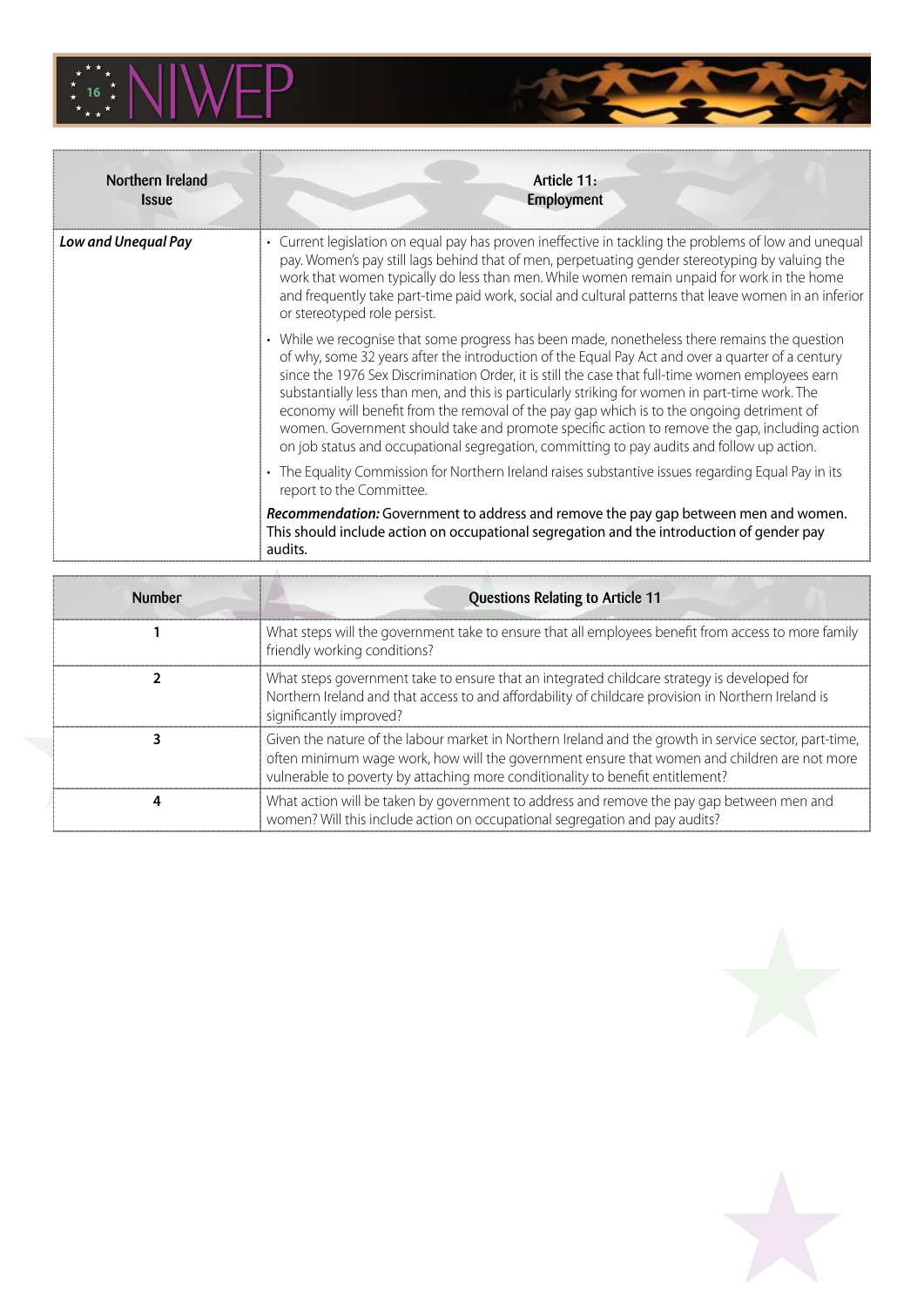| Northern Ireland Issue | Article 11: Employment |
|---|---|
| ***Low and Unequal Pay*** | • Current legislation on equal pay has proven ineffective in tackling the problems of low and unequal pay. Women's pay still lags behind that of men, perpetuating gender stereotyping by valuing the work that women typically do less than men. While women remain unpaid for work in the home and frequently take part-time paid work, social and cultural patterns that leave women in an inferior or stereotyped role persist.<br><br>• While we recognise that some progress has been made, nonetheless there remains the question of why, some 32 years after the introduction of the Equal Pay Act and over a quarter of a century since the 1976 Sex Discrimination Order, it is still the case that full-time women employees earn substantially less than men, and this is particularly striking for women in part-time work. The economy will benefit from the removal of the pay gap which is to the ongoing detriment of women. Government should take and promote specific action to remove the gap, including action on job status and occupational segregation, committing to pay audits and follow up action.<br><br>• The Equality Commission for Northern Ireland raises substantive issues regarding Equal Pay in its report to the Committee.<br><br>***Recommendation:*** Government to address and remove the pay gap between men and women. This should include action on occupational segregation and the introduction of gender pay audits. |

| Number | Questions Relating to Article 11 |
|---|---|
| 1 | What steps will the government take to ensure that all employees benefit from access to more family friendly working conditions? |
| 2 | What steps government take to ensure that an integrated childcare strategy is developed for Northern Ireland and that access to and affordability of childcare provision in Northern Ireland is significantly improved? |
| 3 | Given the nature of the labour market in Northern Ireland and the growth in service sector, part-time, often minimum wage work, how will the government ensure that women and children are not more vulnerable to poverty by attaching more conditionality to benefit entitlement? |
| 4 | What action will be taken by government to address and remove the pay gap between men and women? Will this include action on occupational segregation and pay audits? |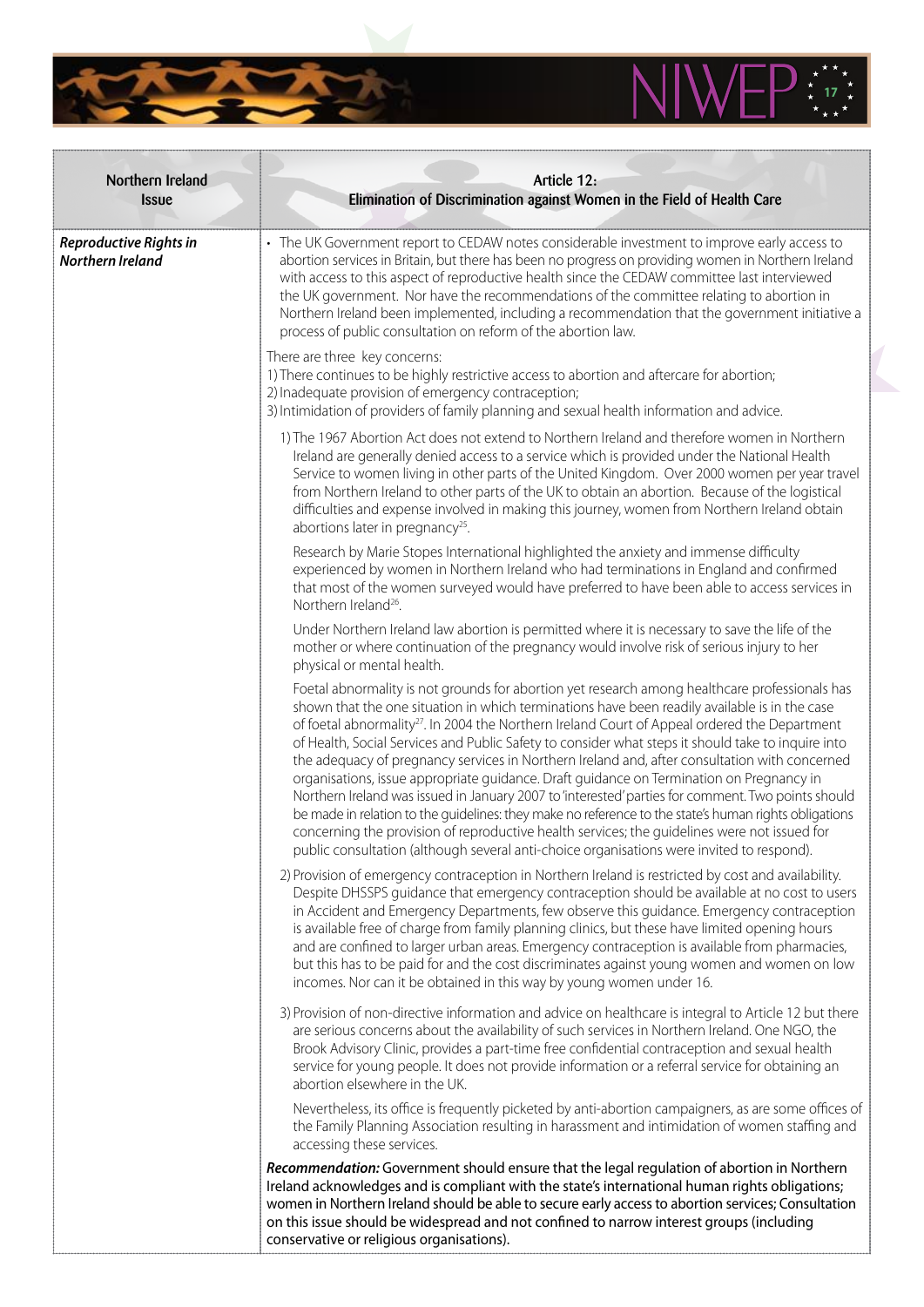| Northern Ireland Issue | Article 12: Elimination of Discrimination against Women in the Field of Health Care |
|---|---|
| ***Reproductive Rights in Northern Ireland*** | • The UK Government report to CEDAW notes considerable investment to improve early access to abortion services in Britain, but there has been no progress on providing women in Northern Ireland with access to this aspect of reproductive health since the CEDAW committee last interviewed the UK government. Nor have the recommendations of the committee relating to abortion in Northern Ireland been implemented, including a recommendation that the government initiative a process of public consultation on reform of the abortion law.<br><br>There are three key concerns:<br>1) There continues to be highly restrictive access to abortion and aftercare for abortion;<br>2) Inadequate provision of emergency contraception;<br>3) Intimidation of providers of family planning and sexual health information and advice.<br><br>1) The 1967 Abortion Act does not extend to Northern Ireland and therefore women in Northern Ireland are generally denied access to a service which is provided under the National Health Service to women living in other parts of the United Kingdom. Over 2000 women per year travel from Northern Ireland to other parts of the UK to obtain an abortion. Because of the logistical difficulties and expense involved in making this journey, women from Northern Ireland obtain abortions later in pregnancy[25].<br><br>Research by Marie Stopes International highlighted the anxiety and immense difficulty experienced by women in Northern Ireland who had terminations in England and confirmed that most of the women surveyed would have preferred to have been able to access services in Northern Ireland[26].<br><br>Under Northern Ireland law abortion is permitted where it is necessary to save the life of the mother or where continuation of the pregnancy would involve risk of serious injury to her physical or mental health.<br><br>Foetal abnormality is not grounds for abortion yet research among healthcare professionals has shown that the one situation in which terminations have been readily available is in the case of foetal abnormality[27]. In 2004 the Northern Ireland Court of Appeal ordered the Department of Health, Social Services and Public Safety to consider what steps it should take to inquire into the adequacy of pregnancy services in Northern Ireland and, after consultation with concerned organisations, issue appropriate guidance. Draft guidance on Termination on Pregnancy in Northern Ireland was issued in January 2007 to 'interested' parties for comment. Two points should be made in relation to the guidelines: they make no reference to the state's human rights obligations concerning the provision of reproductive health services; the guidelines were not issued for public consultation (although several anti-choice organisations were invited to respond).<br><br>2) Provision of emergency contraception in Northern Ireland is restricted by cost and availability. Despite DHSSPS guidance that emergency contraception should be available at no cost to users in Accident and Emergency Departments, few observe this guidance. Emergency contraception is available free of charge from family planning clinics, but these have limited opening hours and are confined to larger urban areas. Emergency contraception is available from pharmacies, but this has to be paid for and the cost discriminates against young women and women on low incomes. Nor can it be obtained in this way by young women under 16.<br><br>3) Provision of non-directive information and advice on healthcare is integral to Article 12 but there are serious concerns about the availability of such services in Northern Ireland. One NGO, the Brook Advisory Clinic, provides a part-time free confidential contraception and sexual health service for young people. It does not provide information or a referral service for obtaining an abortion elsewhere in the UK.<br><br>Nevertheless, its office is frequently picketed by anti-abortion campaigners, as are some offices of the Family Planning Association resulting in harassment and intimidation of women staffing and accessing these services.<br><br>***Recommendation:*** Government should ensure that the legal regulation of abortion in Northern Ireland acknowledges and is compliant with the state's international human rights obligations; women in Northern Ireland should be able to secure early access to abortion services; Consultation on this issue should be widespread and not confined to narrow interest groups (including conservative or religious organisations). |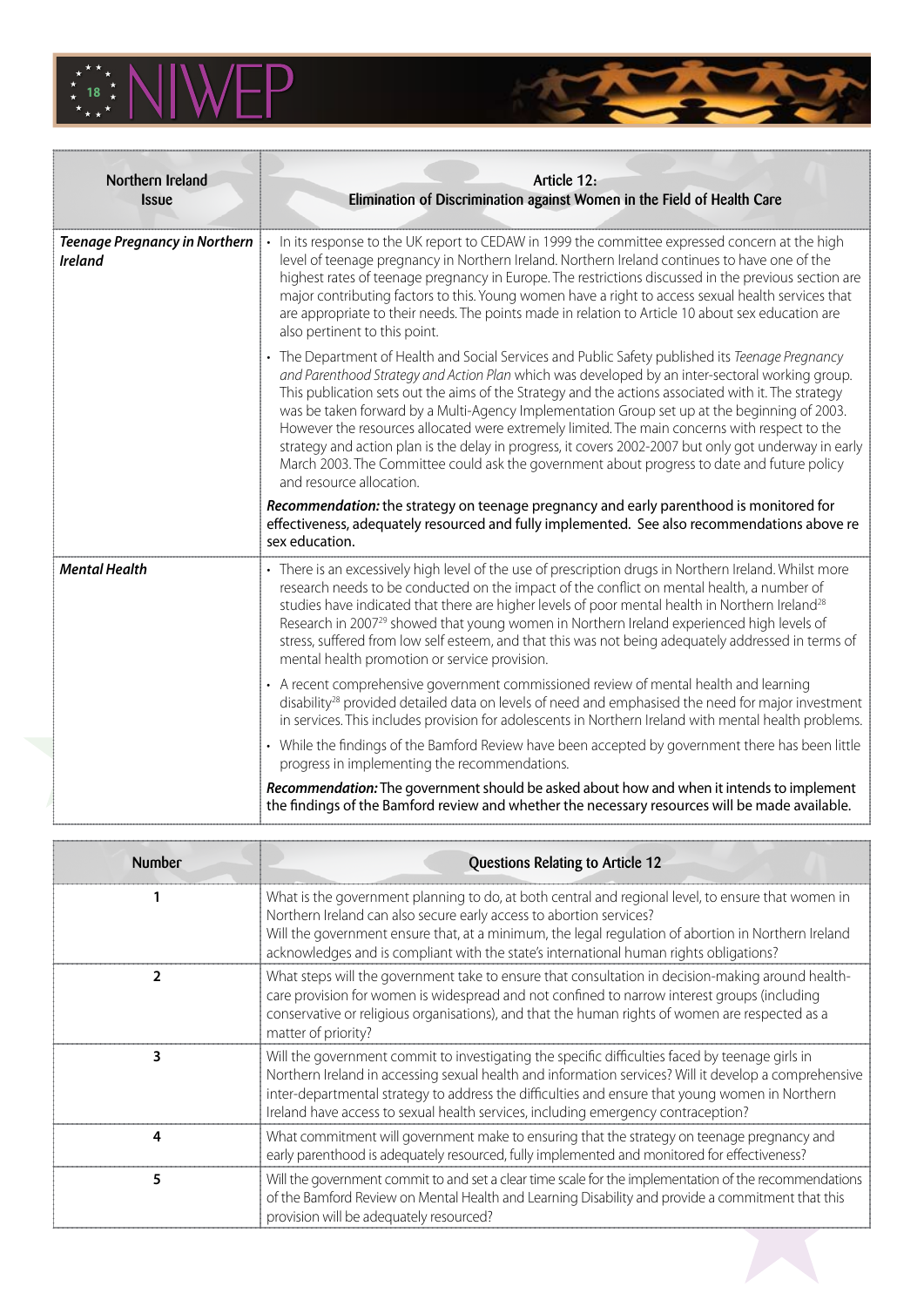| Northern Ireland Issue | Article 12: Elimination of Discrimination against Women in the Field of Health Care |
|---|---|
| ***Teenage Pregnancy in Northern Ireland*** | • In its response to the UK report to CEDAW in 1999 the committee expressed concern at the high level of teenage pregnancy in Northern Ireland. Northern Ireland continues to have one of the highest rates of teenage pregnancy in Europe. The restrictions discussed in the previous section are major contributing factors to this. Young women have a right to access sexual health services that are appropriate to their needs. The points made in relation to Article 10 about sex education are also pertinent to this point.<br><br>• The Department of Health and Social Services and Public Safety published its *Teenage Pregnancy and Parenthood Strategy and Action Plan* which was developed by an inter-sectoral working group. This publication sets out the aims of the Strategy and the actions associated with it. The strategy was be taken forward by a Multi-Agency Implementation Group set up at the beginning of 2003. However the resources allocated were extremely limited. The main concerns with respect to the strategy and action plan is the delay in progress, it covers 2002-2007 but only got underway in early March 2003. The Committee could ask the government about progress to date and future policy and resource allocation.<br><br>***Recommendation:*** the strategy on teenage pregnancy and early parenthood is monitored for effectiveness, adequately resourced and fully implemented. See also recommendations above re sex education. |
| ***Mental Health*** | • There is an excessively high level of the use of prescription drugs in Northern Ireland. Whilst more research needs to be conducted on the impact of the conflict on mental health, a number of studies have indicated that there are higher levels of poor mental health in Northern Ireland[28] Research in 2007[29] showed that young women in Northern Ireland experienced high levels of stress, suffered from low self esteem, and that this was not being adequately addressed in terms of mental health promotion or service provision.<br><br>• A recent comprehensive government commissioned review of mental health and learning disability[28] provided detailed data on levels of need and emphasised the need for major investment in services. This includes provision for adolescents in Northern Ireland with mental health problems.<br><br>• While the findings of the Bamford Review have been accepted by government there has been little progress in implementing the recommendations.<br><br>***Recommendation:*** The government should be asked about how and when it intends to implement the findings of the Bamford review and whether the necessary resources will be made available. |

| Number | Questions Relating to Article 12 |
|---|---|
| 1 | What is the government planning to do, at both central and regional level, to ensure that women in Northern Ireland can also secure early access to abortion services?<br>Will the government ensure that, at a minimum, the legal regulation of abortion in Northern Ireland acknowledges and is compliant with the state's international human rights obligations? |
| 2 | What steps will the government take to ensure that consultation in decision-making around health-care provision for women is widespread and not confined to narrow interest groups (including conservative or religious organisations), and that the human rights of women are respected as a matter of priority? |
| 3 | Will the government commit to investigating the specific difficulties faced by teenage girls in Northern Ireland in accessing sexual health and information services? Will it develop a comprehensive inter-departmental strategy to address the difficulties and ensure that young women in Northern Ireland have access to sexual health services, including emergency contraception? |
| 4 | What commitment will government make to ensuring that the strategy on teenage pregnancy and early parenthood is adequately resourced, fully implemented and monitored for effectiveness? |
| 5 | Will the government commit to and set a clear time scale for the implementation of the recommendations of the Bamford Review on Mental Health and Learning Disability and provide a commitment that this provision will be adequately resourced? |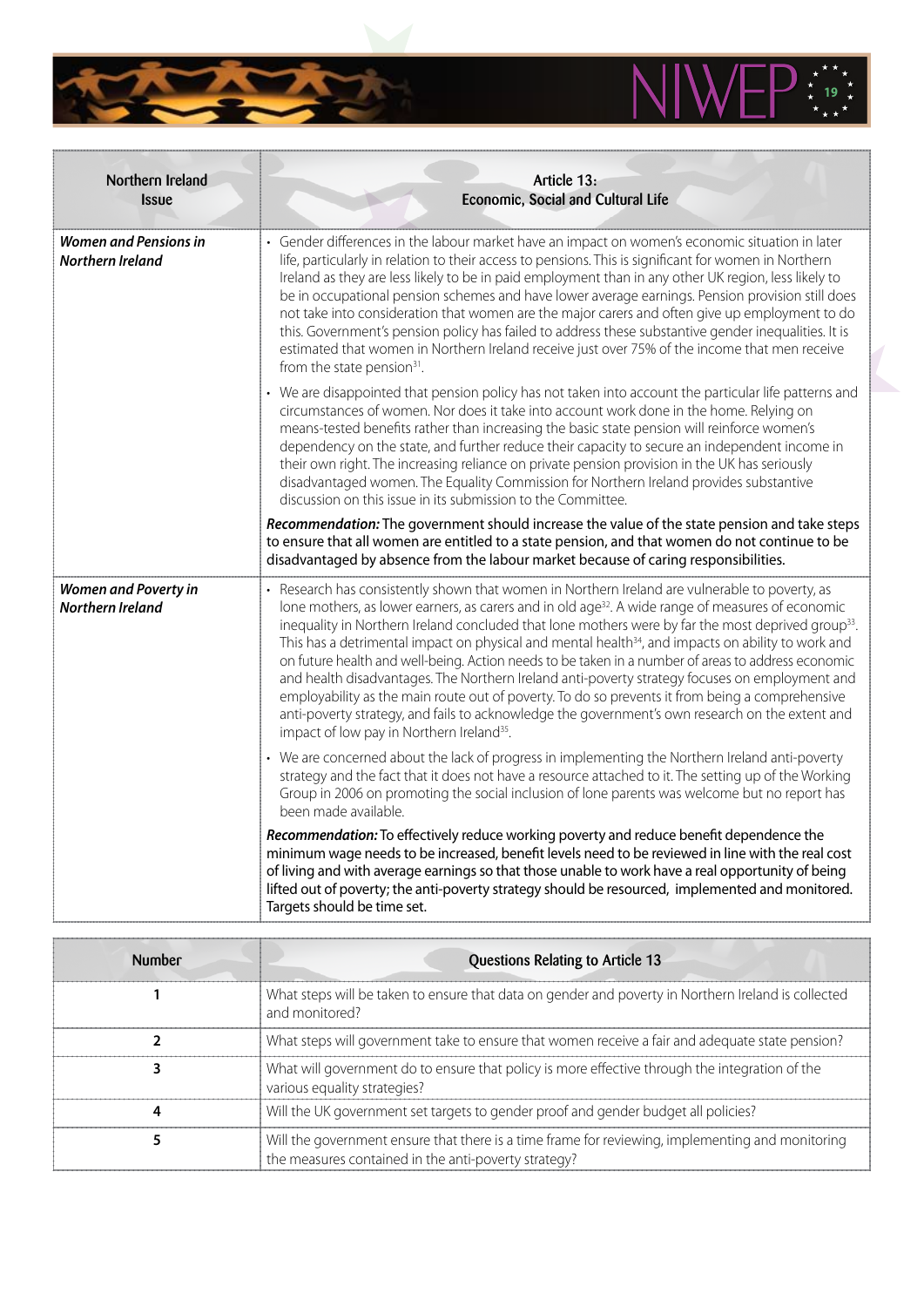| Northern Ireland Issue | Article 13: Economic, Social and Cultural Life |
|---|---|
| ***Women and Pensions in Northern Ireland*** | • Gender differences in the labour market have an impact on women's economic situation in later life, particularly in relation to their access to pensions. This is significant for women in Northern Ireland as they are less likely to be in paid employment than in any other UK region, less likely to be in occupational pension schemes and have lower average earnings. Pension provision still does not take into consideration that women are the major carers and often give up employment to do this. Government's pension policy has failed to address these substantive gender inequalities. It is estimated that women in Northern Ireland receive just over 75% of the income that men receive from the state pension[31]. <br><br> • We are disappointed that pension policy has not taken into account the particular life patterns and circumstances of women. Nor does it take into account work done in the home. Relying on means-tested benefits rather than increasing the basic state pension will reinforce women's dependency on the state, and further reduce their capacity to secure an independent income in their own right. The increasing reliance on private pension provision in the UK has seriously disadvantaged women. The Equality Commission for Northern Ireland provides substantive discussion on this issue in its submission to the Committee. <br><br> ***Recommendation:*** **The government should increase the value of the state pension and take steps to ensure that all women are entitled to a state pension, and that women do not continue to be disadvantaged by absence from the labour market because of caring responsibilities.** |
| ***Women and Poverty in Northern Ireland*** | • Research has consistently shown that women in Northern Ireland are vulnerable to poverty, as lone mothers, as lower earners, as carers and in old age[32]. A wide range of measures of economic inequality in Northern Ireland concluded that lone mothers were by far the most deprived group[33]. This has a detrimental impact on physical and mental health[34], and impacts on ability to work and on future health and well-being. Action needs to be taken in a number of areas to address economic and health disadvantages. The Northern Ireland anti-poverty strategy focuses on employment and employability as the main route out of poverty. To do so prevents it from being a comprehensive anti-poverty strategy, and fails to acknowledge the government's own research on the extent and impact of low pay in Northern Ireland[35]. <br><br> • We are concerned about the lack of progress in implementing the Northern Ireland anti-poverty strategy and the fact that it does not have a resource attached to it. The setting up of the Working Group in 2006 on promoting the social inclusion of lone parents was welcome but no report has been made available. <br><br> ***Recommendation:*** **To effectively reduce working poverty and reduce benefit dependence the minimum wage needs to be increased, benefit levels need to be reviewed in line with the real cost of living and with average earnings so that those unable to work have a real opportunity of being lifted out of poverty; the anti-poverty strategy should be resourced, implemented and monitored. Targets should be time set.** |

| Number | Questions Relating to Article 13 |
|---|---|
| 1 | What steps will be taken to ensure that data on gender and poverty in Northern Ireland is collected and monitored? |
| 2 | What steps will government take to ensure that women receive a fair and adequate state pension? |
| 3 | What will government do to ensure that policy is more effective through the integration of the various equality strategies? |
| 4 | Will the UK government set targets to gender proof and gender budget all policies? |
| 5 | Will the government ensure that there is a time frame for reviewing, implementing and monitoring the measures contained in the anti-poverty strategy? |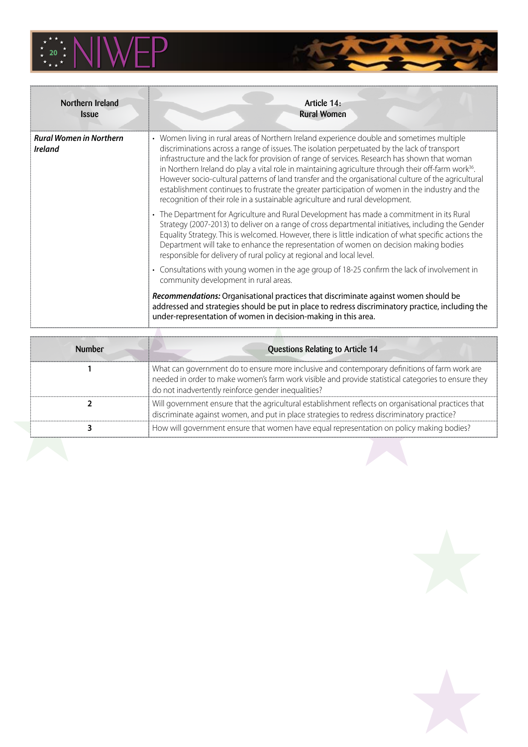| Northern Ireland Issue | Article 14: Rural Women |
|---|---|
| ***Rural Women in Northern Ireland*** | • Women living in rural areas of Northern Ireland experience double and sometimes multiple discriminations across a range of issues. The isolation perpetuated by the lack of transport infrastructure and the lack for provision of range of services. Research has shown that woman in Northern Ireland do play a vital role in maintaining agriculture through their off-farm work[36]. However socio-cultural patterns of land transfer and the organisational culture of the agricultural establishment continues to frustrate the greater participation of women in the industry and the recognition of their role in a sustainable agriculture and rural development.<br>• The Department for Agriculture and Rural Development has made a commitment in its Rural Strategy (2007-2013) to deliver on a range of cross departmental initiatives, including the Gender Equality Strategy. This is welcomed. However, there is little indication of what specific actions the Department will take to enhance the representation of women on decision making bodies responsible for delivery of rural policy at regional and local level.<br>• Consultations with young women in the age group of 18-25 confirm the lack of involvement in community development in rural areas.<br>***Recommendations:*** Organisational practices that discriminate against women should be addressed and strategies should be put in place to redress discriminatory practice, including the under-representation of women in decision-making in this area. |

| Number | Questions Relating to Article 14 |
|---|---|
| 1 | What can government do to ensure more inclusive and contemporary definitions of farm work are needed in order to make women's farm work visible and provide statistical categories to ensure they do not inadvertently reinforce gender inequalities? |
| 2 | Will government ensure that the agricultural establishment reflects on organisational practices that discriminate against women, and put in place strategies to redress discriminatory practice? |
| 3 | How will government ensure that women have equal representation on policy making bodies? |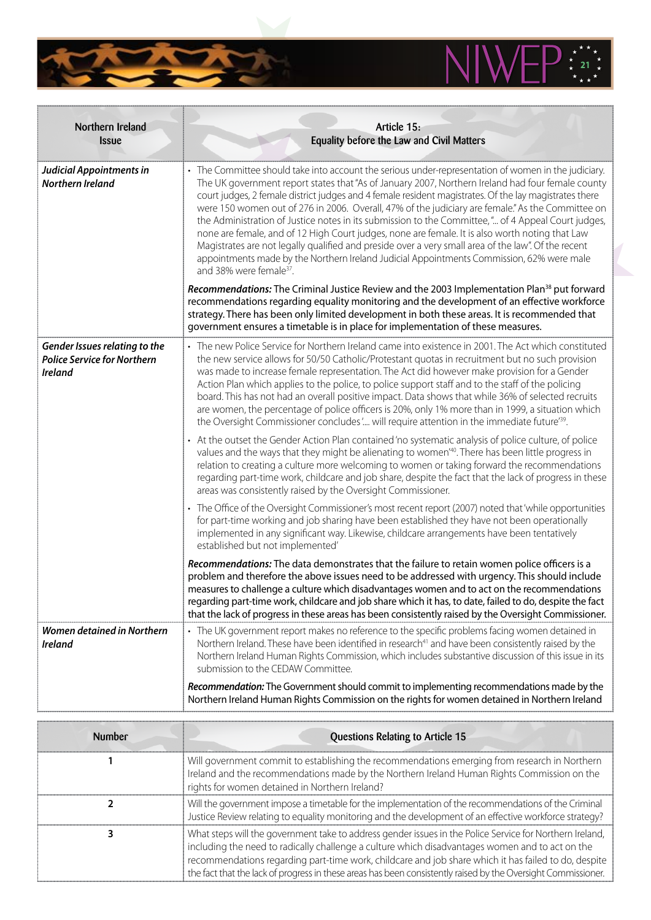| Northern Ireland Issue | Article 15: Equality before the Law and Civil Matters |
|---|---|
| ***Judicial Appointments in Northern Ireland*** | • The Committee should take into account the serious under-representation of women in the judiciary. The UK government report states that "As of January 2007, Northern Ireland had four female county court judges, 2 female district judges and 4 female resident magistrates. Of the lay magistrates there were 150 women out of 276 in 2006. Overall, 47% of the judiciary are female." As the Committee on the Administration of Justice notes in its submission to the Committee, "... of 4 Appeal Court judges, none are female, and of 12 High Court judges, none are female. It is also worth noting that Law Magistrates are not legally qualified and preside over a very small area of the law". Of the recent appointments made by the Northern Ireland Judicial Appointments Commission, 62% were male and 38% were female[37].<br><br>***Recommendations:*** **The Criminal Justice Review and the 2003 Implementation Plan[38] put forward recommendations regarding equality monitoring and the development of an effective workforce strategy. There has been only limited development in both these areas. It is recommended that government ensures a timetable is in place for implementation of these measures.** |
| ***Gender Issues relating to the Police Service for Northern Ireland*** | • The new Police Service for Northern Ireland came into existence in 2001. The Act which constituted the new service allows for 50/50 Catholic/Protestant quotas in recruitment but no such provision was made to increase female representation. The Act did however make provision for a Gender Action Plan which applies to the police, to police support staff and to the staff of the policing board. This has not had an overall positive impact. Data shows that while 36% of selected recruits are women, the percentage of police officers is 20%, only 1% more than in 1999, a situation which the Oversight Commissioner concludes '.... will require attention in the immediate future'[39].<br><br>• At the outset the Gender Action Plan contained 'no systematic analysis of police culture, of police values and the ways that they might be alienating to women'[40]. There has been little progress in relation to creating a culture more welcoming to women or taking forward the recommendations regarding part-time work, childcare and job share, despite the fact that the lack of progress in these areas was consistently raised by the Oversight Commissioner.<br><br>• The Office of the Oversight Commissioner's most recent report (2007) noted that 'while opportunities for part-time working and job sharing have been established they have not been operationally implemented in any significant way. Likewise, childcare arrangements have been tentatively established but not implemented'<br><br>***Recommendations:*** **The data demonstrates that the failure to retain women police officers is a problem and therefore the above issues need to be addressed with urgency. This should include measures to challenge a culture which disadvantages women and to act on the recommendations regarding part-time work, childcare and job share which it has, to date, failed to do, despite the fact that the lack of progress in these areas has been consistently raised by the Oversight Commissioner.** |
| ***Women detained in Northern Ireland*** | • The UK government report makes no reference to the specific problems facing women detained in Northern Ireland. These have been identified in research[41] and have been consistently raised by the Northern Ireland Human Rights Commission, which includes substantive discussion of this issue in its submission to the CEDAW Committee.<br><br>***Recommendation:*** **The Government should commit to implementing recommendations made by the Northern Ireland Human Rights Commission on the rights for women detained in Northern Ireland** |

| Number | Questions Relating to Article 15 |
|---|---|
| 1 | Will government commit to establishing the recommendations emerging from research in Northern Ireland and the recommendations made by the Northern Ireland Human Rights Commission on the rights for women detained in Northern Ireland? |
| 2 | Will the government impose a timetable for the implementation of the recommendations of the Criminal Justice Review relating to equality monitoring and the development of an effective workforce strategy? |
| 3 | What steps will the government take to address gender issues in the Police Service for Northern Ireland, including the need to radically challenge a culture which disadvantages women and to act on the recommendations regarding part-time work, childcare and job share which it has failed to do, despite the fact that the lack of progress in these areas has been consistently raised by the Oversight Commissioner. |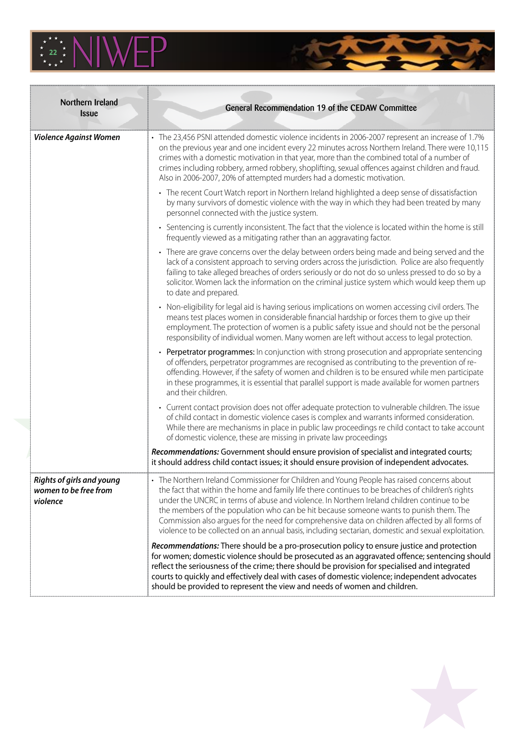| Northern Ireland Issue | General Recommendation 19 of the CEDAW Committee |
|---|---|
| ***Violence Against Women*** | • The 23,456 PSNI attended domestic violence incidents in 2006-2007 represent an increase of 1.7% on the previous year and one incident every 22 minutes across Northern Ireland. There were 10,115 crimes with a domestic motivation in that year, more than the combined total of a number of crimes including robbery, armed robbery, shoplifting, sexual offences against children and fraud. Also in 2006-2007, 20% of attempted murders had a domestic motivation.<br>• The recent Court Watch report in Northern Ireland highlighted a deep sense of dissatisfaction by many survivors of domestic violence with the way in which they had been treated by many personnel connected with the justice system.<br>• Sentencing is currently inconsistent. The fact that the violence is located within the home is still frequently viewed as a mitigating rather than an aggravating factor.<br>• There are grave concerns over the delay between orders being made and being served and the lack of a consistent approach to serving orders across the jurisdiction. Police are also frequently failing to take alleged breaches of orders seriously or do not do so unless pressed to do so by a solicitor. Women lack the information on the criminal justice system which would keep them up to date and prepared.<br>• Non-eligibility for legal aid is having serious implications on women accessing civil orders. The means test places women in considerable financial hardship or forces them to give up their employment. The protection of women is a public safety issue and should not be the personal responsibility of individual women. Many women are left without access to legal protection.<br>• **Perpetrator programmes:** In conjunction with strong prosecution and appropriate sentencing of offenders, perpetrator programmes are recognised as contributing to the prevention of re-offending. However, if the safety of women and children is to be ensured while men participate in these programmes, it is essential that parallel support is made available for women partners and their children.<br>• Current contact provision does not offer adequate protection to vulnerable children. The issue of child contact in domestic violence cases is complex and warrants informed consideration. While there are mechanisms in place in public law proceedings re child contact to take account of domestic violence, these are missing in private law proceedings<br>***Recommendations:*** Government should ensure provision of specialist and integrated courts; it should address child contact issues; it should ensure provision of independent advocates. |
| ***Rights of girls and young women to be free from violence*** | • The Northern Ireland Commissioner for Children and Young People has raised concerns about the fact that within the home and family life there continues to be breaches of children's rights under the UNCRC in terms of abuse and violence. In Northern Ireland children continue to be the members of the population who can be hit because someone wants to punish them. The Commission also argues for the need for comprehensive data on children affected by all forms of violence to be collected on an annual basis, including sectarian, domestic and sexual exploitation.<br>***Recommendations:*** There should be a pro-prosecution policy to ensure justice and protection for women; domestic violence should be prosecuted as an aggravated offence; sentencing should reflect the seriousness of the crime; there should be provision for specialised and integrated courts to quickly and effectively deal with cases of domestic violence; independent advocates should be provided to represent the view and needs of women and children. |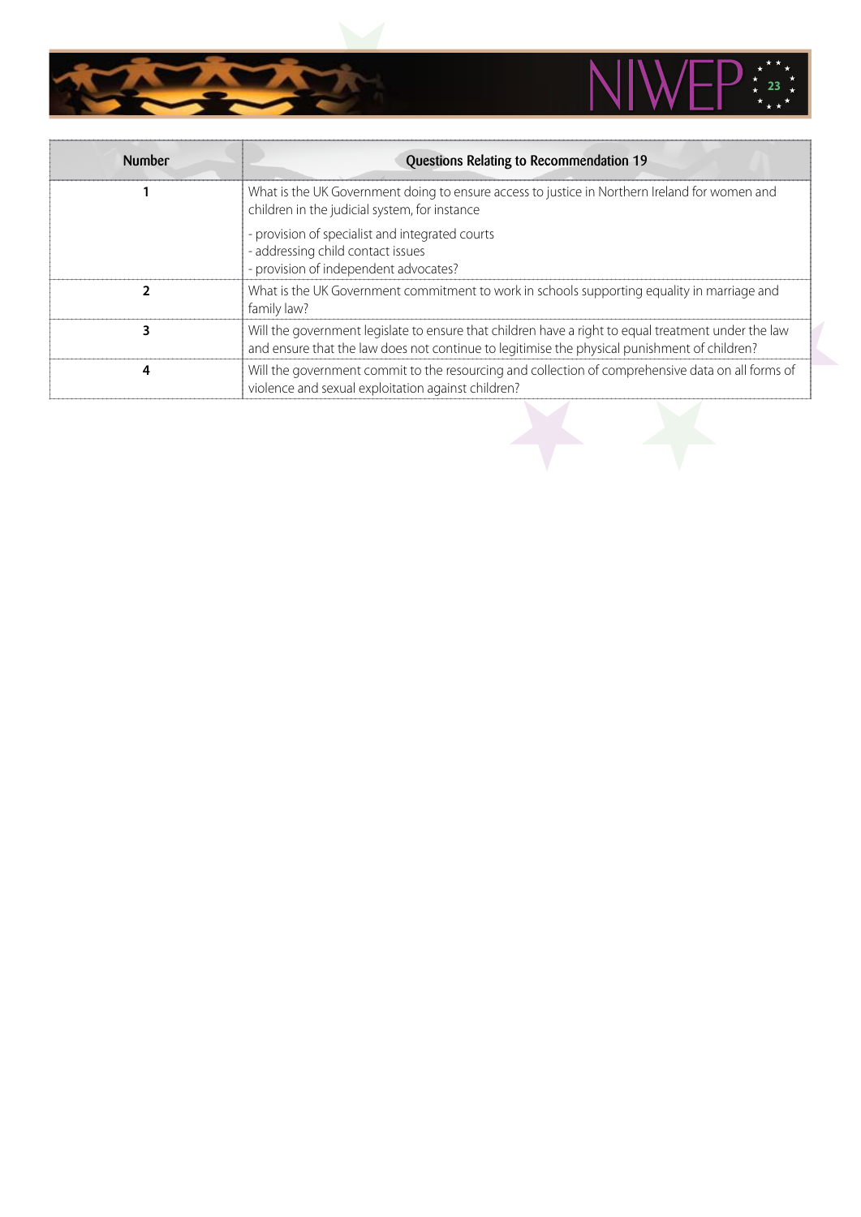| Number | Questions Relating to Recommendation 19 |
|---|---|
| 1 | What is the UK Government doing to ensure access to justice in Northern Ireland for women and children in the judicial system, for instance<br><br>- provision of specialist and integrated courts<br>- addressing child contact issues<br>- provision of independent advocates? |
| 2 | What is the UK Government commitment to work in schools supporting equality in marriage and family law? |
| 3 | Will the government legislate to ensure that children have a right to equal treatment under the law and ensure that the law does not continue to legitimise the physical punishment of children? |
| 4 | Will the government commit to the resourcing and collection of comprehensive data on all forms of violence and sexual exploitation against children? |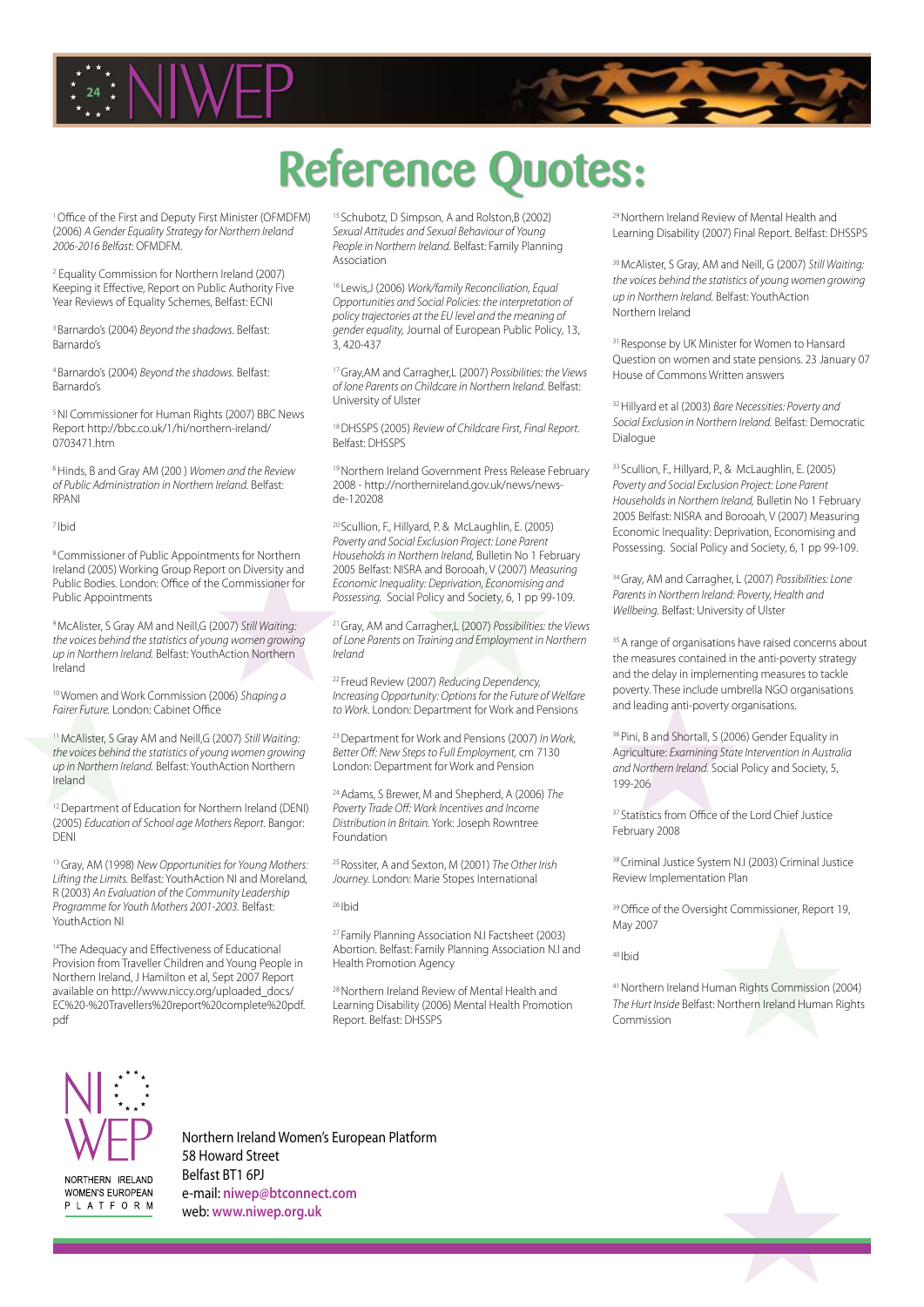# Reference Quotes:

[1] Office of the First and Deputy First Minister (OFMDFM) (2006) *A Gender Equality Strategy for Northern Ireland 2006-2016 Belfast*: OFMDFM.

[2] Equality Commission for Northern Ireland (2007) Keeping it Effective, Report on Public Authority Five Year Reviews of Equality Schemes, Belfast: ECNI

[3] Barnardo's (2004) *Beyond the shadows.* Belfast: Barnardo's

[4] Barnardo's (2004) *Beyond the shadows.* Belfast: Barnardo's

[5] NI Commissioner for Human Rights (2007) BBC News Report http://bbc.co.uk/1/hi/northern-ireland/0703471.htm

[6] Hinds, B and Gray AM (200 ) *Women and the Review of Public Administration in Northern Ireland.* Belfast: RPANI

[7] Ibid

[8] Commissioner of Public Appointments for Northern Ireland (2005) Working Group Report on Diversity and Public Bodies. London: Office of the Commissioner for Public Appointments

[9] McAlister, S Gray AM and Neill,G (2007) *Still Waiting: the voices behind the statistics of young women growing up in Northern Ireland.* Belfast: YouthAction Northern Ireland

[10] Women and Work Commission (2006) *Shaping a Fairer Future.* London: Cabinet Office

[11] McAlister, S Gray AM and Neill,G (2007) *Still Waiting: the voices behind the statistics of young women growing up in Northern Ireland.* Belfast: YouthAction Northern Ireland

[12] Department of Education for Northern Ireland (DENI) (2005) *Education of School age Mothers Report.* Bangor: DENI

[13] Gray, AM (1998) *New Opportunities for Young Mothers: Lifting the Limits.* Belfast: YouthAction NI and Moreland, R (2003) *An Evaluation of the Community Leadership Programme for Youth Mothers 2001-2003.* Belfast: YouthAction NI

[14] The Adequacy and Effectiveness of Educational Provision from Traveller Children and Young People in Northern Ireland, J Hamilton et al, Sept 2007 Report available on http://www.niccy.org/uploaded_docs/EC%20-%20Travellers%20report%20complete%20pdf.pdf

[15] Schubotz, D Simpson, A and Rolston,B (2002) *Sexual Attitudes and Sexual Behaviour of Young People in Northern Ireland.* Belfast: Family Planning Association

[16] Lewis,J (2006) *Work/family Reconciliation, Equal Opportunities and Social Policies: the interpretation of policy trajectories at the EU level and the meaning of gender equality,* Journal of European Public Policy, 13, 3, 420-437

[17] Gray,AM and Carragher,L (2007) *Possibilities: the Views of lone Parents on Childcare in Northern Ireland.* Belfast: University of Ulster

[18] DHSSPS (2005) *Review of Childcare First, Final Report.* Belfast: DHSSPS

[19] Northern Ireland Government Press Release February 2008 - http://northernireland.gov.uk/news/news-de-120208

[20] Scullion, F., Hillyard, P. & McLaughlin, E. (2005) *Poverty and Social Exclusion Project: Lone Parent Households in Northern Ireland,* Bulletin No 1 February 2005 Belfast: NISRA and Borooah, V (2007) *Measuring Economic Inequality: Deprivation, Economising and Possessing.* Social Policy and Society, 6, 1 pp 99-109.

[21] Gray, AM and Carragher,L (2007) *Possibilities: the Views of Lone Parents on Training and Employment in Northern Ireland*

[22] Freud Review (2007) *Reducing Dependency, Increasing Opportunity: Options for the Future of Welfare to Work.* London: Department for Work and Pensions

[23] Department for Work and Pensions (2007) *In Work, Better Off: New Steps to Full Employment,* cm 7130 London: Department for Work and Pension

[24] Adams, S Brewer, M and Shepherd, A (2006) *The Poverty Trade Off: Work Incentives and Income Distribution in Britain.* York: Joseph Rowntree Foundation

[25] Rossiter, A and Sexton, M (2001) *The Other Irish Journey.* London: Marie Stopes International

[26] Ibid

[27] Family Planning Association N.I Factsheet (2003) Abortion. Belfast: Family Planning Association N.I and Health Promotion Agency

[28] Northern Ireland Review of Mental Health and Learning Disability (2006) Mental Health Promotion Report. Belfast: DHSSPS

[29] Northern Ireland Review of Mental Health and Learning Disability (2007) Final Report. Belfast: DHSSPS

[30] McAlister, S Gray, AM and Neill, G (2007) *Still Waiting: the voices behind the statistics of young women growing up in Northern Ireland.* Belfast: YouthAction Northern Ireland

[31] Response by UK Minister for Women to Hansard Question on women and state pensions. 23 January 07 House of Commons Written answers

[32] Hillyard et al (2003) *Bare Necessities: Poverty and Social Exclusion in Northern Ireland.* Belfast: Democratic Dialogue

[33] Scullion, F., Hillyard, P., & McLaughlin, E. (2005) *Poverty and Social Exclusion Project: Lone Parent Households in Northern Ireland,* Bulletin No 1 February 2005 Belfast: NISRA and Borooah, V (2007) Measuring Economic Inequality: Deprivation, Economising and Possessing. Social Policy and Society, 6, 1 pp 99-109.

[34] Gray, AM and Carragher, L (2007) *Possibilities: Lone Parents in Northern Ireland: Poverty, Health and Wellbeing.* Belfast: University of Ulster

[35] A range of organisations have raised concerns about the measures contained in the anti-poverty strategy and the delay in implementing measures to tackle poverty. These include umbrella NGO organisations and leading anti-poverty organisations.

[36] Pini, B and Shortall, S (2006) Gender Equality in Agriculture: *Examining State Intervention in Australia and Northern Ireland.* Social Policy and Society, 5, 199-206

[37] Statistics from Office of the Lord Chief Justice February 2008

[38] Criminal Justice System N.I (2003) Criminal Justice Review Implementation Plan

[39] Office of the Oversight Commissioner, Report 19, May 2007

[40] Ibid

[41] Northern Ireland Human Rights Commission (2004) *The Hurt Inside* Belfast: Northern Ireland Human Rights Commission

NORTHERN IRELAND WOMEN'S EUROPEAN PLATFORM

Northern Ireland Women's European Platform
58 Howard Street
Belfast BT1 6PJ
e-mail: **niwep@btconnect.com**
web: **www.niwep.org.uk**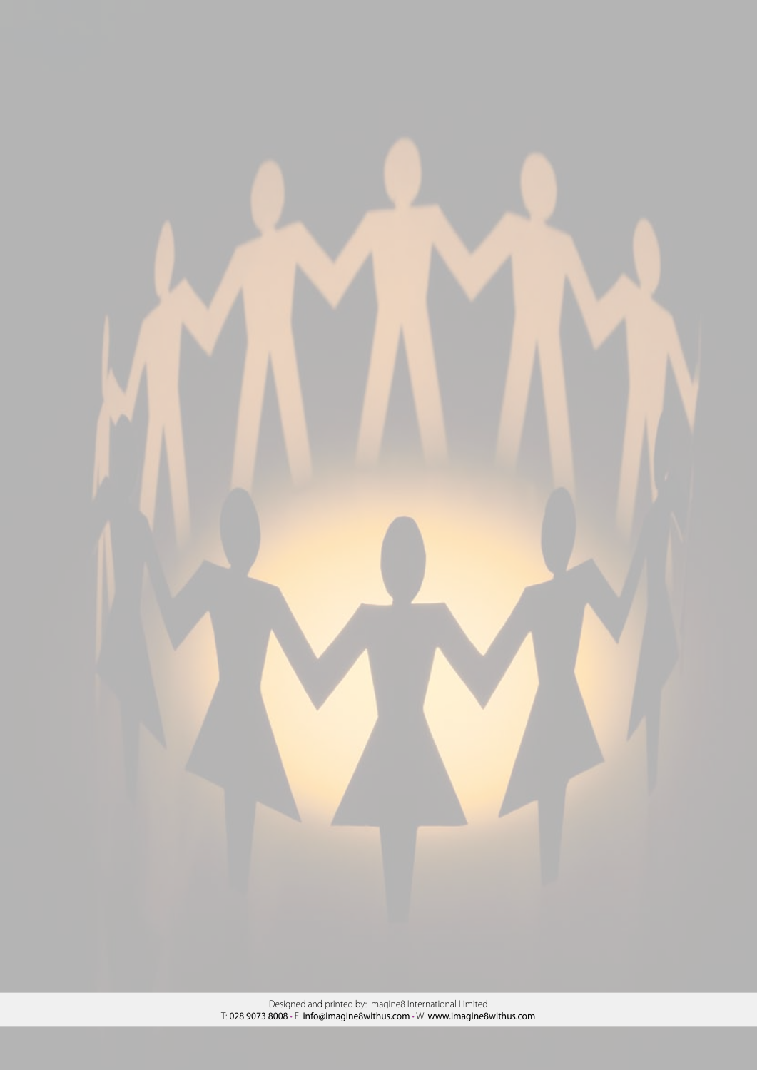Designed and printed by: Imagine8 International Limited
T: 028 9073 8008 • E: info@imagine8withus.com • W: www.imagine8withus.com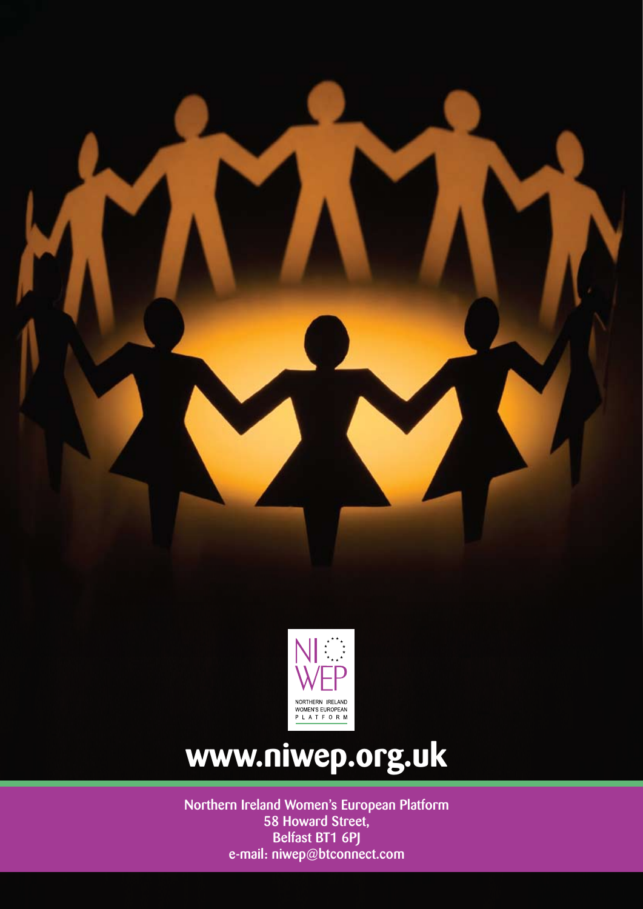NI WEP

NORTHERN IRELAND WOMEN'S EUROPEAN PLATFORM

**www.niwep.org.uk**

Northern Ireland Women's European Platform
58 Howard Street,
Belfast BT1 6PJ
e-mail: niwep@btconnect.com